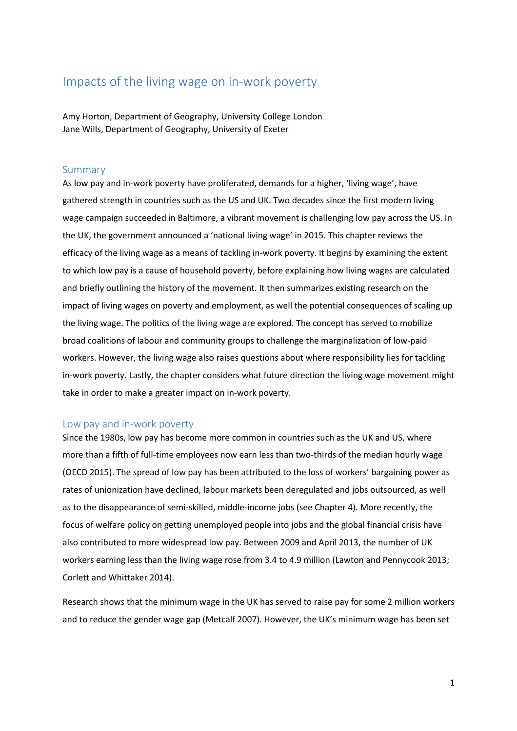# Impacts of the living wage on in-work poverty

Amy Horton, Department of Geography, University College London
Jane Wills, Department of Geography, University of Exeter

## Summary

As low pay and in-work poverty have proliferated, demands for a higher, 'living wage', have gathered strength in countries such as the US and UK. Two decades since the first modern living wage campaign succeeded in Baltimore, a vibrant movement is challenging low pay across the US. In the UK, the government announced a 'national living wage' in 2015. This chapter reviews the efficacy of the living wage as a means of tackling in-work poverty. It begins by examining the extent to which low pay is a cause of household poverty, before explaining how living wages are calculated and briefly outlining the history of the movement. It then summarizes existing research on the impact of living wages on poverty and employment, as well the potential consequences of scaling up the living wage. The politics of the living wage are explored. The concept has served to mobilize broad coalitions of labour and community groups to challenge the marginalization of low-paid workers. However, the living wage also raises questions about where responsibility lies for tackling in-work poverty. Lastly, the chapter considers what future direction the living wage movement might take in order to make a greater impact on in-work poverty.

## Low pay and in-work poverty

Since the 1980s, low pay has become more common in countries such as the UK and US, where more than a fifth of full-time employees now earn less than two-thirds of the median hourly wage (OECD 2015). The spread of low pay has been attributed to the loss of workers' bargaining power as rates of unionization have declined, labour markets been deregulated and jobs outsourced, as well as to the disappearance of semi-skilled, middle-income jobs (see Chapter 4). More recently, the focus of welfare policy on getting unemployed people into jobs and the global financial crisis have also contributed to more widespread low pay. Between 2009 and April 2013, the number of UK workers earning less than the living wage rose from 3.4 to 4.9 million (Lawton and Pennycook 2013; Corlett and Whittaker 2014).

Research shows that the minimum wage in the UK has served to raise pay for some 2 million workers and to reduce the gender wage gap (Metcalf 2007). However, the UK's minimum wage has been set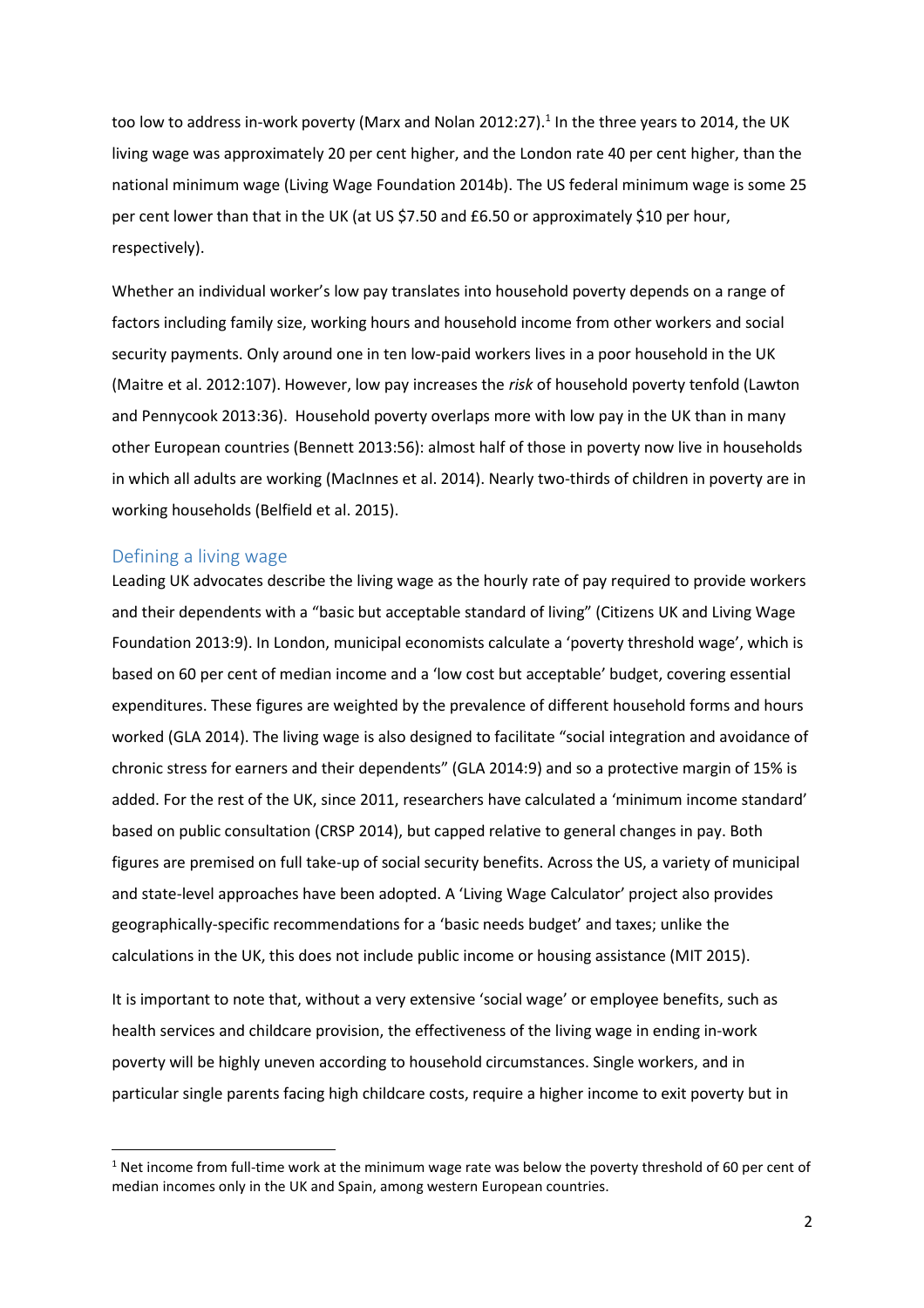too low to address in-work poverty (Marx and Nolan 2012:27).[1] In the three years to 2014, the UK living wage was approximately 20 per cent higher, and the London rate 40 per cent higher, than the national minimum wage (Living Wage Foundation 2014b). The US federal minimum wage is some 25 per cent lower than that in the UK (at US $7.50 and £6.50 or approximately $10 per hour, respectively).

Whether an individual worker's low pay translates into household poverty depends on a range of factors including family size, working hours and household income from other workers and social security payments. Only around one in ten low-paid workers lives in a poor household in the UK (Maitre et al. 2012:107). However, low pay increases the *risk* of household poverty tenfold (Lawton and Pennycook 2013:36). Household poverty overlaps more with low pay in the UK than in many other European countries (Bennett 2013:56): almost half of those in poverty now live in households in which all adults are working (MacInnes et al. 2014). Nearly two-thirds of children in poverty are in working households (Belfield et al. 2015).

## Defining a living wage

Leading UK advocates describe the living wage as the hourly rate of pay required to provide workers and their dependents with a "basic but acceptable standard of living" (Citizens UK and Living Wage Foundation 2013:9). In London, municipal economists calculate a 'poverty threshold wage', which is based on 60 per cent of median income and a 'low cost but acceptable' budget, covering essential expenditures. These figures are weighted by the prevalence of different household forms and hours worked (GLA 2014). The living wage is also designed to facilitate "social integration and avoidance of chronic stress for earners and their dependents" (GLA 2014:9) and so a protective margin of 15% is added. For the rest of the UK, since 2011, researchers have calculated a 'minimum income standard' based on public consultation (CRSP 2014), but capped relative to general changes in pay. Both figures are premised on full take-up of social security benefits. Across the US, a variety of municipal and state-level approaches have been adopted. A 'Living Wage Calculator' project also provides geographically-specific recommendations for a 'basic needs budget' and taxes; unlike the calculations in the UK, this does not include public income or housing assistance (MIT 2015).

It is important to note that, without a very extensive 'social wage' or employee benefits, such as health services and childcare provision, the effectiveness of the living wage in ending in-work poverty will be highly uneven according to household circumstances. Single workers, and in particular single parents facing high childcare costs, require a higher income to exit poverty but in

[1] Net income from full-time work at the minimum wage rate was below the poverty threshold of 60 per cent of median incomes only in the UK and Spain, among western European countries.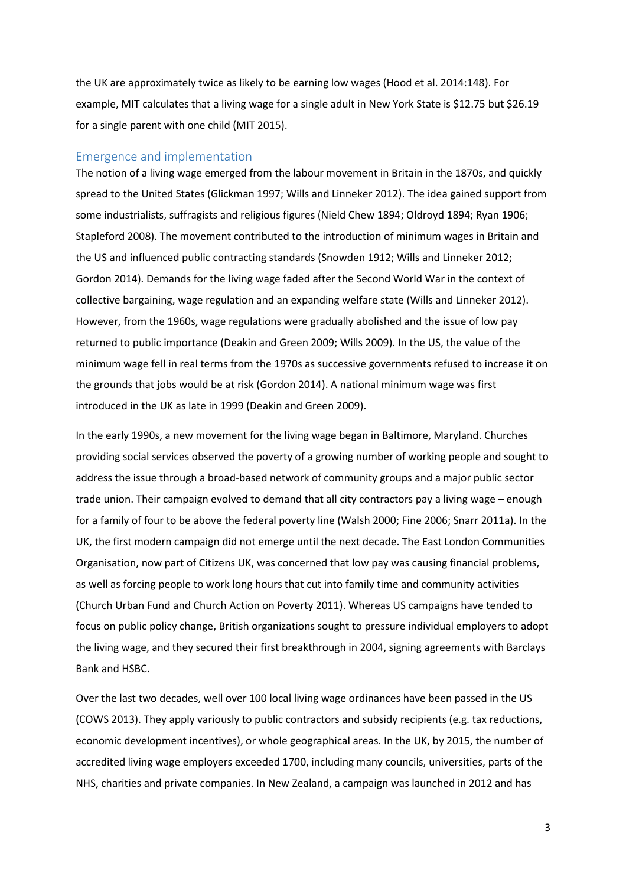the UK are approximately twice as likely to be earning low wages (Hood et al. 2014:148). For example, MIT calculates that a living wage for a single adult in New York State is $12.75 but $26.19 for a single parent with one child (MIT 2015).

## Emergence and implementation

The notion of a living wage emerged from the labour movement in Britain in the 1870s, and quickly spread to the United States (Glickman 1997; Wills and Linneker 2012). The idea gained support from some industrialists, suffragists and religious figures (Nield Chew 1894; Oldroyd 1894; Ryan 1906; Stapleford 2008). The movement contributed to the introduction of minimum wages in Britain and the US and influenced public contracting standards (Snowden 1912; Wills and Linneker 2012; Gordon 2014). Demands for the living wage faded after the Second World War in the context of collective bargaining, wage regulation and an expanding welfare state (Wills and Linneker 2012). However, from the 1960s, wage regulations were gradually abolished and the issue of low pay returned to public importance (Deakin and Green 2009; Wills 2009). In the US, the value of the minimum wage fell in real terms from the 1970s as successive governments refused to increase it on the grounds that jobs would be at risk (Gordon 2014). A national minimum wage was first introduced in the UK as late in 1999 (Deakin and Green 2009).

In the early 1990s, a new movement for the living wage began in Baltimore, Maryland. Churches providing social services observed the poverty of a growing number of working people and sought to address the issue through a broad-based network of community groups and a major public sector trade union. Their campaign evolved to demand that all city contractors pay a living wage – enough for a family of four to be above the federal poverty line (Walsh 2000; Fine 2006; Snarr 2011a). In the UK, the first modern campaign did not emerge until the next decade. The East London Communities Organisation, now part of Citizens UK, was concerned that low pay was causing financial problems, as well as forcing people to work long hours that cut into family time and community activities (Church Urban Fund and Church Action on Poverty 2011). Whereas US campaigns have tended to focus on public policy change, British organizations sought to pressure individual employers to adopt the living wage, and they secured their first breakthrough in 2004, signing agreements with Barclays Bank and HSBC.

Over the last two decades, well over 100 local living wage ordinances have been passed in the US (COWS 2013). They apply variously to public contractors and subsidy recipients (e.g. tax reductions, economic development incentives), or whole geographical areas. In the UK, by 2015, the number of accredited living wage employers exceeded 1700, including many councils, universities, parts of the NHS, charities and private companies. In New Zealand, a campaign was launched in 2012 and has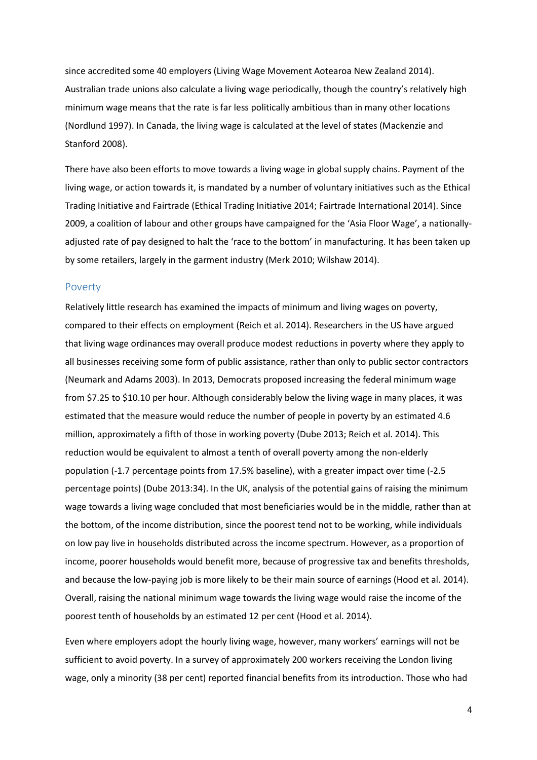since accredited some 40 employers (Living Wage Movement Aotearoa New Zealand 2014). Australian trade unions also calculate a living wage periodically, though the country's relatively high minimum wage means that the rate is far less politically ambitious than in many other locations (Nordlund 1997). In Canada, the living wage is calculated at the level of states (Mackenzie and Stanford 2008).

There have also been efforts to move towards a living wage in global supply chains. Payment of the living wage, or action towards it, is mandated by a number of voluntary initiatives such as the Ethical Trading Initiative and Fairtrade (Ethical Trading Initiative 2014; Fairtrade International 2014). Since 2009, a coalition of labour and other groups have campaigned for the 'Asia Floor Wage', a nationally-adjusted rate of pay designed to halt the 'race to the bottom' in manufacturing. It has been taken up by some retailers, largely in the garment industry (Merk 2010; Wilshaw 2014).

## Poverty

Relatively little research has examined the impacts of minimum and living wages on poverty, compared to their effects on employment (Reich et al. 2014). Researchers in the US have argued that living wage ordinances may overall produce modest reductions in poverty where they apply to all businesses receiving some form of public assistance, rather than only to public sector contractors (Neumark and Adams 2003). In 2013, Democrats proposed increasing the federal minimum wage from $7.25 to $10.10 per hour. Although considerably below the living wage in many places, it was estimated that the measure would reduce the number of people in poverty by an estimated 4.6 million, approximately a fifth of those in working poverty (Dube 2013; Reich et al. 2014). This reduction would be equivalent to almost a tenth of overall poverty among the non-elderly population (-1.7 percentage points from 17.5% baseline), with a greater impact over time (-2.5 percentage points) (Dube 2013:34). In the UK, analysis of the potential gains of raising the minimum wage towards a living wage concluded that most beneficiaries would be in the middle, rather than at the bottom, of the income distribution, since the poorest tend not to be working, while individuals on low pay live in households distributed across the income spectrum. However, as a proportion of income, poorer households would benefit more, because of progressive tax and benefits thresholds, and because the low-paying job is more likely to be their main source of earnings (Hood et al. 2014). Overall, raising the national minimum wage towards the living wage would raise the income of the poorest tenth of households by an estimated 12 per cent (Hood et al. 2014).

Even where employers adopt the hourly living wage, however, many workers' earnings will not be sufficient to avoid poverty. In a survey of approximately 200 workers receiving the London living wage, only a minority (38 per cent) reported financial benefits from its introduction. Those who had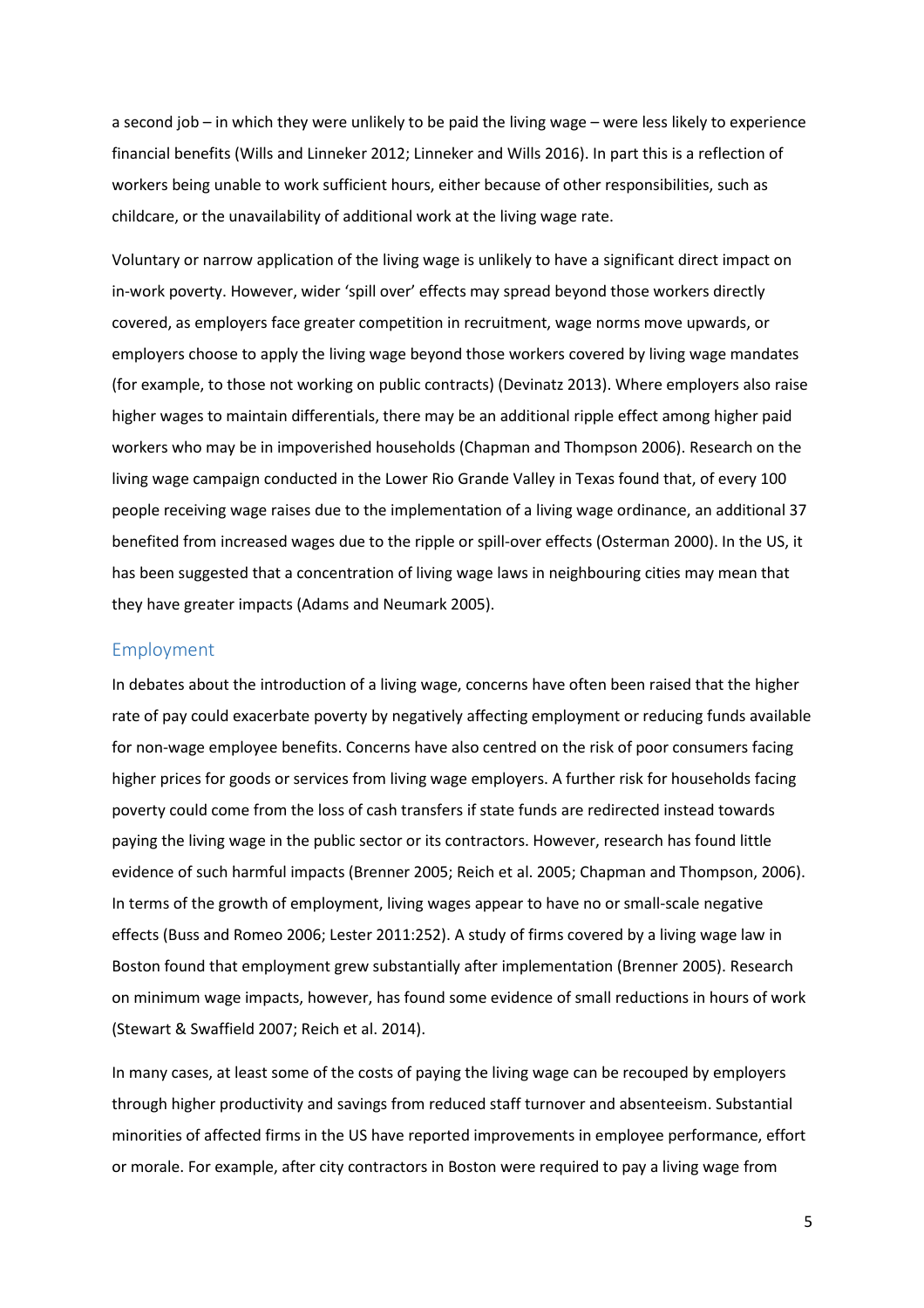a second job – in which they were unlikely to be paid the living wage – were less likely to experience financial benefits (Wills and Linneker 2012; Linneker and Wills 2016). In part this is a reflection of workers being unable to work sufficient hours, either because of other responsibilities, such as childcare, or the unavailability of additional work at the living wage rate.

Voluntary or narrow application of the living wage is unlikely to have a significant direct impact on in-work poverty. However, wider 'spill over' effects may spread beyond those workers directly covered, as employers face greater competition in recruitment, wage norms move upwards, or employers choose to apply the living wage beyond those workers covered by living wage mandates (for example, to those not working on public contracts) (Devinatz 2013). Where employers also raise higher wages to maintain differentials, there may be an additional ripple effect among higher paid workers who may be in impoverished households (Chapman and Thompson 2006). Research on the living wage campaign conducted in the Lower Rio Grande Valley in Texas found that, of every 100 people receiving wage raises due to the implementation of a living wage ordinance, an additional 37 benefited from increased wages due to the ripple or spill-over effects (Osterman 2000). In the US, it has been suggested that a concentration of living wage laws in neighbouring cities may mean that they have greater impacts (Adams and Neumark 2005).

## Employment

In debates about the introduction of a living wage, concerns have often been raised that the higher rate of pay could exacerbate poverty by negatively affecting employment or reducing funds available for non-wage employee benefits. Concerns have also centred on the risk of poor consumers facing higher prices for goods or services from living wage employers. A further risk for households facing poverty could come from the loss of cash transfers if state funds are redirected instead towards paying the living wage in the public sector or its contractors. However, research has found little evidence of such harmful impacts (Brenner 2005; Reich et al. 2005; Chapman and Thompson, 2006). In terms of the growth of employment, living wages appear to have no or small-scale negative effects (Buss and Romeo 2006; Lester 2011:252). A study of firms covered by a living wage law in Boston found that employment grew substantially after implementation (Brenner 2005). Research on minimum wage impacts, however, has found some evidence of small reductions in hours of work (Stewart & Swaffield 2007; Reich et al. 2014).

In many cases, at least some of the costs of paying the living wage can be recouped by employers through higher productivity and savings from reduced staff turnover and absenteeism. Substantial minorities of affected firms in the US have reported improvements in employee performance, effort or morale. For example, after city contractors in Boston were required to pay a living wage from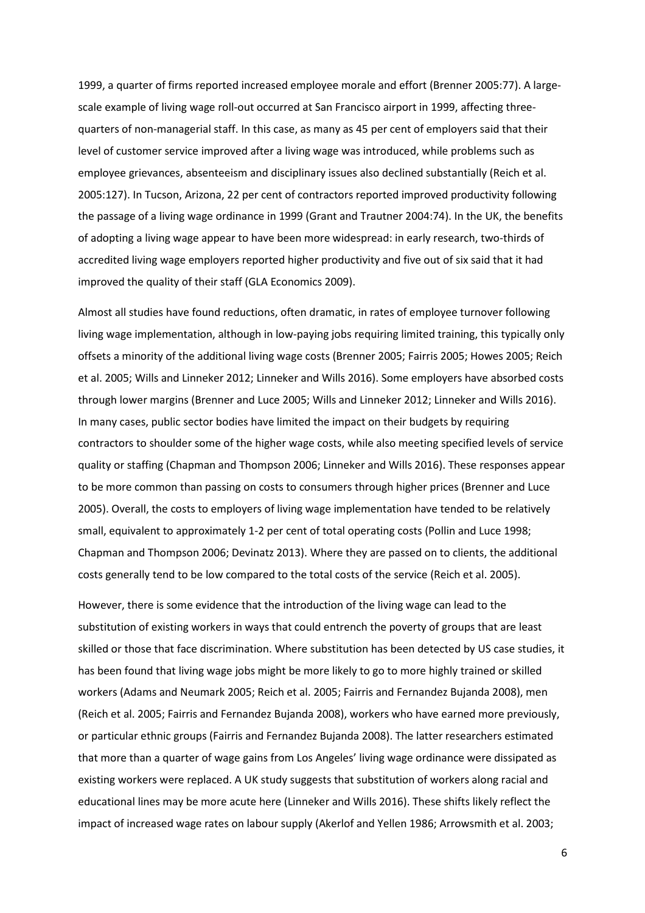1999, a quarter of firms reported increased employee morale and effort (Brenner 2005:77). A large-scale example of living wage roll-out occurred at San Francisco airport in 1999, affecting three-quarters of non-managerial staff. In this case, as many as 45 per cent of employers said that their level of customer service improved after a living wage was introduced, while problems such as employee grievances, absenteeism and disciplinary issues also declined substantially (Reich et al. 2005:127). In Tucson, Arizona, 22 per cent of contractors reported improved productivity following the passage of a living wage ordinance in 1999 (Grant and Trautner 2004:74). In the UK, the benefits of adopting a living wage appear to have been more widespread: in early research, two-thirds of accredited living wage employers reported higher productivity and five out of six said that it had improved the quality of their staff (GLA Economics 2009).

Almost all studies have found reductions, often dramatic, in rates of employee turnover following living wage implementation, although in low-paying jobs requiring limited training, this typically only offsets a minority of the additional living wage costs (Brenner 2005; Fairris 2005; Howes 2005; Reich et al. 2005; Wills and Linneker 2012; Linneker and Wills 2016). Some employers have absorbed costs through lower margins (Brenner and Luce 2005; Wills and Linneker 2012; Linneker and Wills 2016). In many cases, public sector bodies have limited the impact on their budgets by requiring contractors to shoulder some of the higher wage costs, while also meeting specified levels of service quality or staffing (Chapman and Thompson 2006; Linneker and Wills 2016). These responses appear to be more common than passing on costs to consumers through higher prices (Brenner and Luce 2005). Overall, the costs to employers of living wage implementation have tended to be relatively small, equivalent to approximately 1-2 per cent of total operating costs (Pollin and Luce 1998; Chapman and Thompson 2006; Devinatz 2013). Where they are passed on to clients, the additional costs generally tend to be low compared to the total costs of the service (Reich et al. 2005).

However, there is some evidence that the introduction of the living wage can lead to the substitution of existing workers in ways that could entrench the poverty of groups that are least skilled or those that face discrimination. Where substitution has been detected by US case studies, it has been found that living wage jobs might be more likely to go to more highly trained or skilled workers (Adams and Neumark 2005; Reich et al. 2005; Fairris and Fernandez Bujanda 2008), men (Reich et al. 2005; Fairris and Fernandez Bujanda 2008), workers who have earned more previously, or particular ethnic groups (Fairris and Fernandez Bujanda 2008). The latter researchers estimated that more than a quarter of wage gains from Los Angeles' living wage ordinance were dissipated as existing workers were replaced. A UK study suggests that substitution of workers along racial and educational lines may be more acute here (Linneker and Wills 2016). These shifts likely reflect the impact of increased wage rates on labour supply (Akerlof and Yellen 1986; Arrowsmith et al. 2003;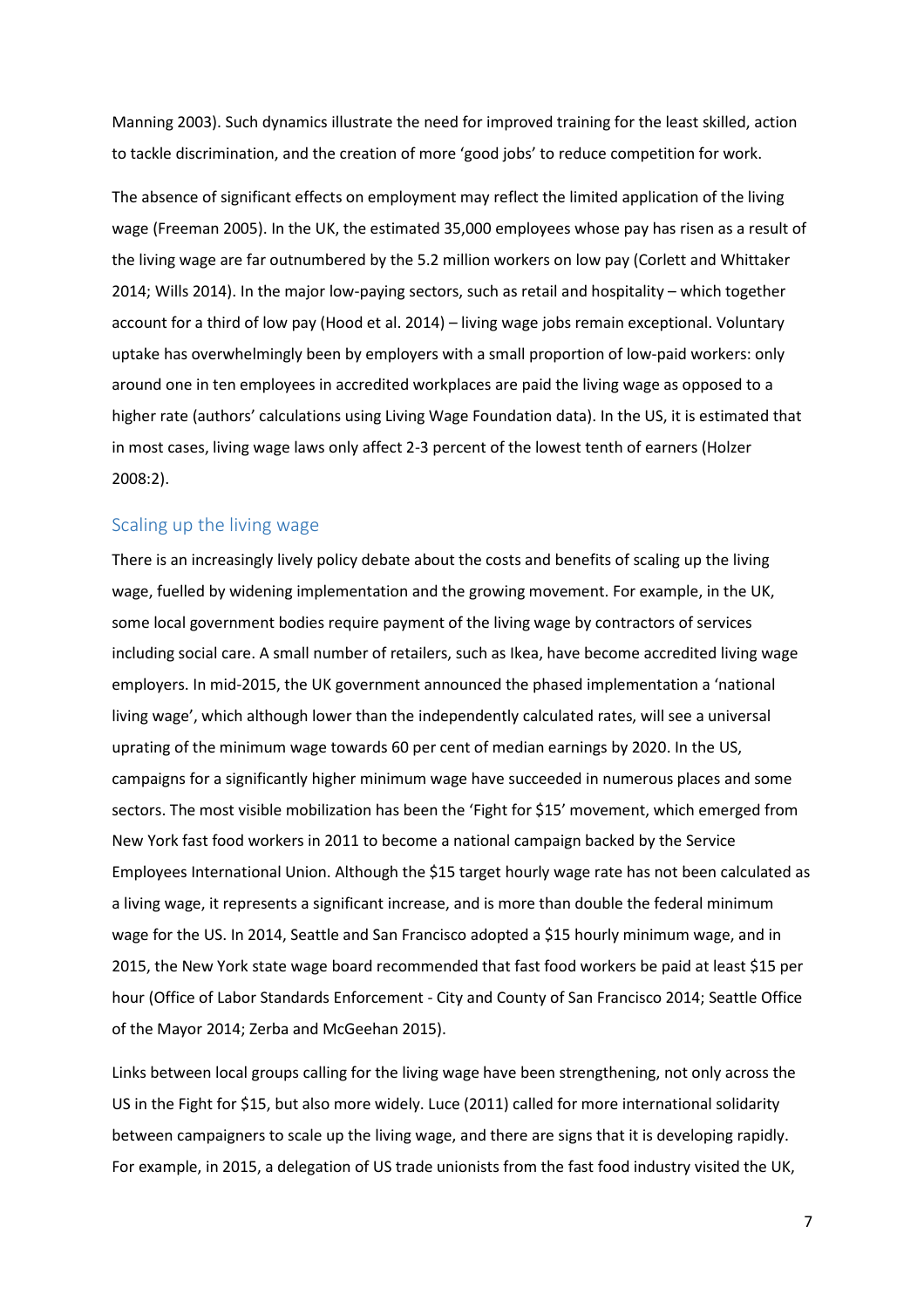Manning 2003). Such dynamics illustrate the need for improved training for the least skilled, action to tackle discrimination, and the creation of more 'good jobs' to reduce competition for work.

The absence of significant effects on employment may reflect the limited application of the living wage (Freeman 2005). In the UK, the estimated 35,000 employees whose pay has risen as a result of the living wage are far outnumbered by the 5.2 million workers on low pay (Corlett and Whittaker 2014; Wills 2014). In the major low-paying sectors, such as retail and hospitality – which together account for a third of low pay (Hood et al. 2014) – living wage jobs remain exceptional. Voluntary uptake has overwhelmingly been by employers with a small proportion of low-paid workers: only around one in ten employees in accredited workplaces are paid the living wage as opposed to a higher rate (authors' calculations using Living Wage Foundation data). In the US, it is estimated that in most cases, living wage laws only affect 2-3 percent of the lowest tenth of earners (Holzer 2008:2).

## Scaling up the living wage

There is an increasingly lively policy debate about the costs and benefits of scaling up the living wage, fuelled by widening implementation and the growing movement. For example, in the UK, some local government bodies require payment of the living wage by contractors of services including social care. A small number of retailers, such as Ikea, have become accredited living wage employers. In mid-2015, the UK government announced the phased implementation a 'national living wage', which although lower than the independently calculated rates, will see a universal uprating of the minimum wage towards 60 per cent of median earnings by 2020. In the US, campaigns for a significantly higher minimum wage have succeeded in numerous places and some sectors. The most visible mobilization has been the 'Fight for $15' movement, which emerged from New York fast food workers in 2011 to become a national campaign backed by the Service Employees International Union. Although the $15 target hourly wage rate has not been calculated as a living wage, it represents a significant increase, and is more than double the federal minimum wage for the US. In 2014, Seattle and San Francisco adopted a $15 hourly minimum wage, and in 2015, the New York state wage board recommended that fast food workers be paid at least $15 per hour (Office of Labor Standards Enforcement - City and County of San Francisco 2014; Seattle Office of the Mayor 2014; Zerba and McGeehan 2015).

Links between local groups calling for the living wage have been strengthening, not only across the US in the Fight for $15, but also more widely. Luce (2011) called for more international solidarity between campaigners to scale up the living wage, and there are signs that it is developing rapidly. For example, in 2015, a delegation of US trade unionists from the fast food industry visited the UK,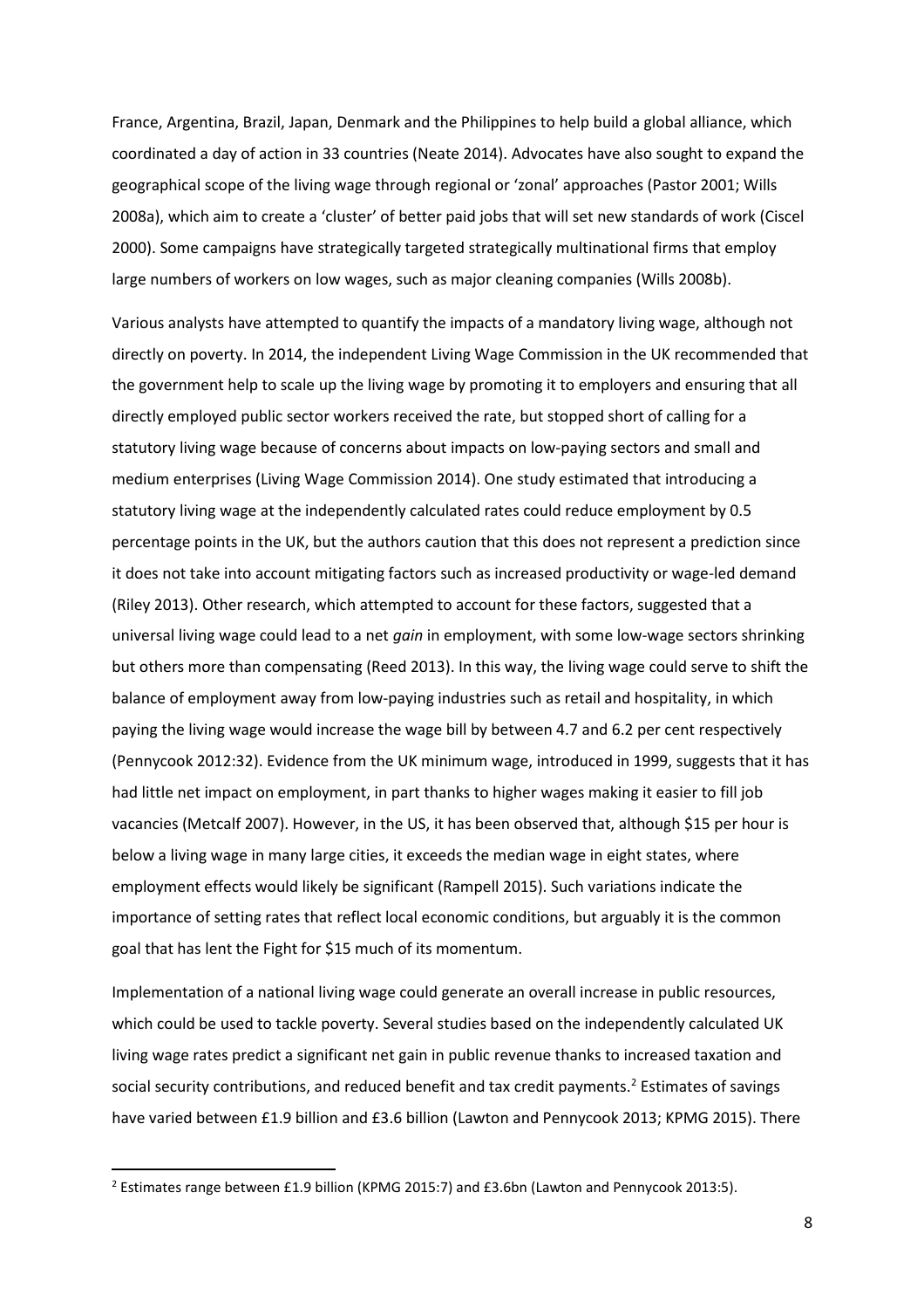France, Argentina, Brazil, Japan, Denmark and the Philippines to help build a global alliance, which coordinated a day of action in 33 countries (Neate 2014). Advocates have also sought to expand the geographical scope of the living wage through regional or 'zonal' approaches (Pastor 2001; Wills 2008a), which aim to create a 'cluster' of better paid jobs that will set new standards of work (Ciscel 2000). Some campaigns have strategically targeted strategically multinational firms that employ large numbers of workers on low wages, such as major cleaning companies (Wills 2008b).

Various analysts have attempted to quantify the impacts of a mandatory living wage, although not directly on poverty. In 2014, the independent Living Wage Commission in the UK recommended that the government help to scale up the living wage by promoting it to employers and ensuring that all directly employed public sector workers received the rate, but stopped short of calling for a statutory living wage because of concerns about impacts on low-paying sectors and small and medium enterprises (Living Wage Commission 2014). One study estimated that introducing a statutory living wage at the independently calculated rates could reduce employment by 0.5 percentage points in the UK, but the authors caution that this does not represent a prediction since it does not take into account mitigating factors such as increased productivity or wage-led demand (Riley 2013). Other research, which attempted to account for these factors, suggested that a universal living wage could lead to a net *gain* in employment, with some low-wage sectors shrinking but others more than compensating (Reed 2013). In this way, the living wage could serve to shift the balance of employment away from low-paying industries such as retail and hospitality, in which paying the living wage would increase the wage bill by between 4.7 and 6.2 per cent respectively (Pennycook 2012:32). Evidence from the UK minimum wage, introduced in 1999, suggests that it has had little net impact on employment, in part thanks to higher wages making it easier to fill job vacancies (Metcalf 2007). However, in the US, it has been observed that, although $15 per hour is below a living wage in many large cities, it exceeds the median wage in eight states, where employment effects would likely be significant (Rampell 2015). Such variations indicate the importance of setting rates that reflect local economic conditions, but arguably it is the common goal that has lent the Fight for $15 much of its momentum.

Implementation of a national living wage could generate an overall increase in public resources, which could be used to tackle poverty. Several studies based on the independently calculated UK living wage rates predict a significant net gain in public revenue thanks to increased taxation and social security contributions, and reduced benefit and tax credit payments.[2] Estimates of savings have varied between £1.9 billion and £3.6 billion (Lawton and Pennycook 2013; KPMG 2015). There

[2] Estimates range between £1.9 billion (KPMG 2015:7) and £3.6bn (Lawton and Pennycook 2013:5).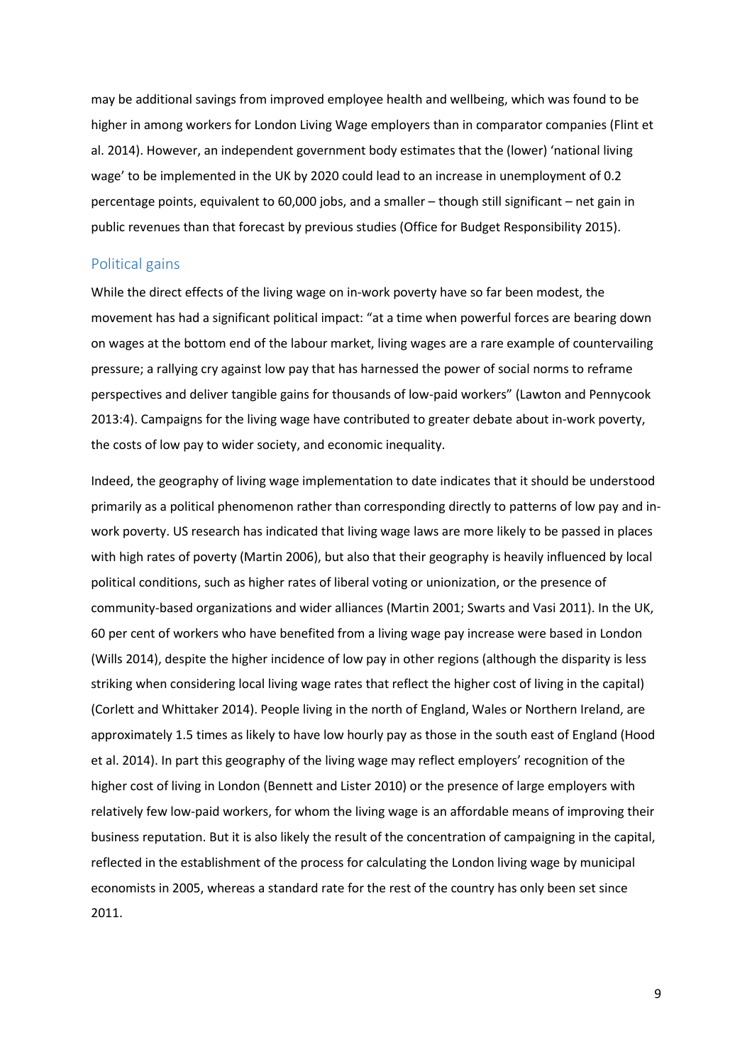may be additional savings from improved employee health and wellbeing, which was found to be higher in among workers for London Living Wage employers than in comparator companies (Flint et al. 2014). However, an independent government body estimates that the (lower) 'national living wage' to be implemented in the UK by 2020 could lead to an increase in unemployment of 0.2 percentage points, equivalent to 60,000 jobs, and a smaller – though still significant – net gain in public revenues than that forecast by previous studies (Office for Budget Responsibility 2015).

## Political gains

While the direct effects of the living wage on in-work poverty have so far been modest, the movement has had a significant political impact: "at a time when powerful forces are bearing down on wages at the bottom end of the labour market, living wages are a rare example of countervailing pressure; a rallying cry against low pay that has harnessed the power of social norms to reframe perspectives and deliver tangible gains for thousands of low-paid workers" (Lawton and Pennycook 2013:4). Campaigns for the living wage have contributed to greater debate about in-work poverty, the costs of low pay to wider society, and economic inequality.

Indeed, the geography of living wage implementation to date indicates that it should be understood primarily as a political phenomenon rather than corresponding directly to patterns of low pay and in-work poverty. US research has indicated that living wage laws are more likely to be passed in places with high rates of poverty (Martin 2006), but also that their geography is heavily influenced by local political conditions, such as higher rates of liberal voting or unionization, or the presence of community-based organizations and wider alliances (Martin 2001; Swarts and Vasi 2011). In the UK, 60 per cent of workers who have benefited from a living wage pay increase were based in London (Wills 2014), despite the higher incidence of low pay in other regions (although the disparity is less striking when considering local living wage rates that reflect the higher cost of living in the capital) (Corlett and Whittaker 2014). People living in the north of England, Wales or Northern Ireland, are approximately 1.5 times as likely to have low hourly pay as those in the south east of England (Hood et al. 2014). In part this geography of the living wage may reflect employers' recognition of the higher cost of living in London (Bennett and Lister 2010) or the presence of large employers with relatively few low-paid workers, for whom the living wage is an affordable means of improving their business reputation. But it is also likely the result of the concentration of campaigning in the capital, reflected in the establishment of the process for calculating the London living wage by municipal economists in 2005, whereas a standard rate for the rest of the country has only been set since 2011.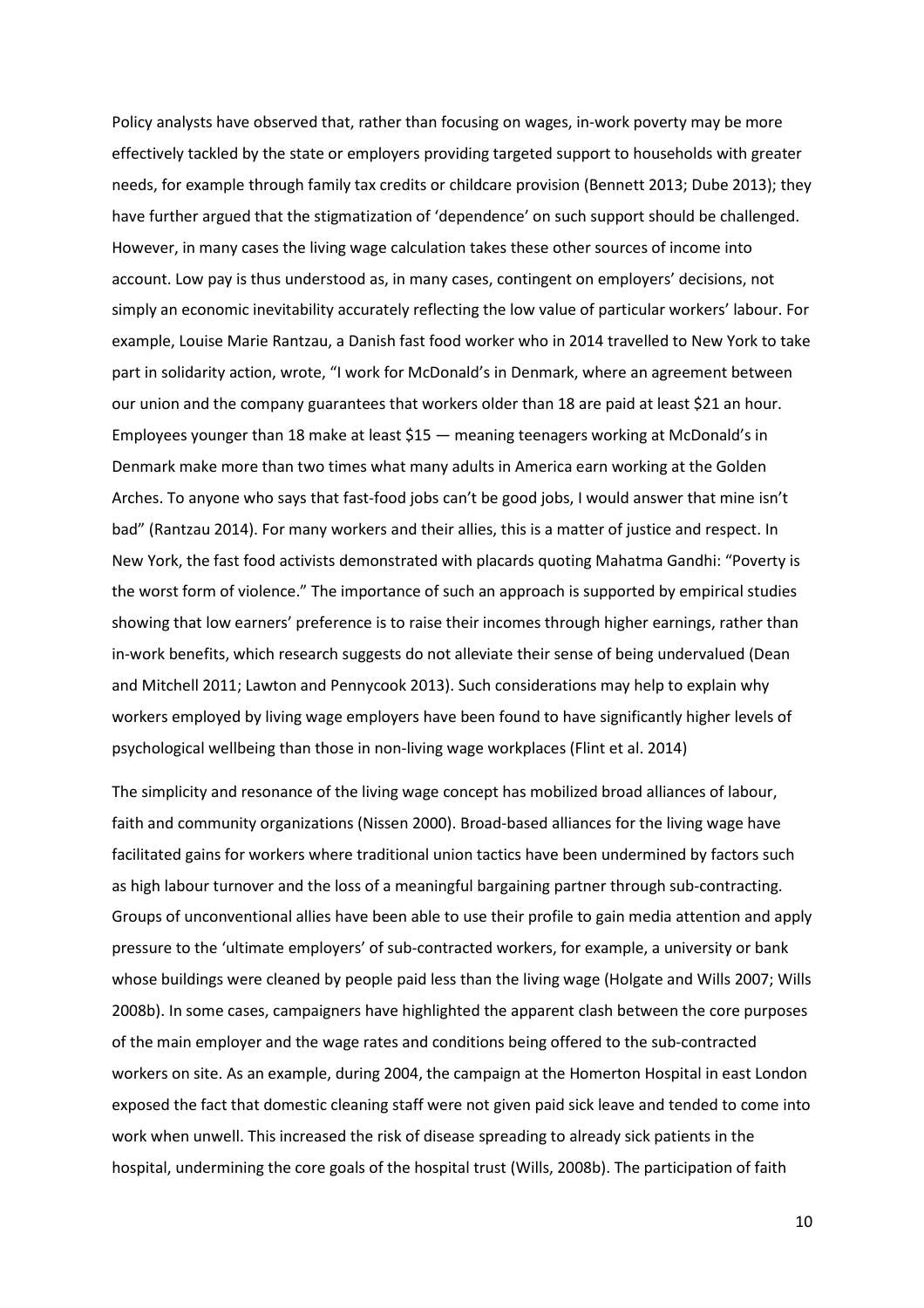Policy analysts have observed that, rather than focusing on wages, in-work poverty may be more effectively tackled by the state or employers providing targeted support to households with greater needs, for example through family tax credits or childcare provision (Bennett 2013; Dube 2013); they have further argued that the stigmatization of 'dependence' on such support should be challenged. However, in many cases the living wage calculation takes these other sources of income into account. Low pay is thus understood as, in many cases, contingent on employers' decisions, not simply an economic inevitability accurately reflecting the low value of particular workers' labour. For example, Louise Marie Rantzau, a Danish fast food worker who in 2014 travelled to New York to take part in solidarity action, wrote, "I work for McDonald's in Denmark, where an agreement between our union and the company guarantees that workers older than 18 are paid at least $21 an hour. Employees younger than 18 make at least $15 — meaning teenagers working at McDonald's in Denmark make more than two times what many adults in America earn working at the Golden Arches. To anyone who says that fast-food jobs can't be good jobs, I would answer that mine isn't bad" (Rantzau 2014). For many workers and their allies, this is a matter of justice and respect. In New York, the fast food activists demonstrated with placards quoting Mahatma Gandhi: "Poverty is the worst form of violence." The importance of such an approach is supported by empirical studies showing that low earners' preference is to raise their incomes through higher earnings, rather than in-work benefits, which research suggests do not alleviate their sense of being undervalued (Dean and Mitchell 2011; Lawton and Pennycook 2013). Such considerations may help to explain why workers employed by living wage employers have been found to have significantly higher levels of psychological wellbeing than those in non-living wage workplaces (Flint et al. 2014)

The simplicity and resonance of the living wage concept has mobilized broad alliances of labour, faith and community organizations (Nissen 2000). Broad-based alliances for the living wage have facilitated gains for workers where traditional union tactics have been undermined by factors such as high labour turnover and the loss of a meaningful bargaining partner through sub-contracting. Groups of unconventional allies have been able to use their profile to gain media attention and apply pressure to the 'ultimate employers' of sub-contracted workers, for example, a university or bank whose buildings were cleaned by people paid less than the living wage (Holgate and Wills 2007; Wills 2008b). In some cases, campaigners have highlighted the apparent clash between the core purposes of the main employer and the wage rates and conditions being offered to the sub-contracted workers on site. As an example, during 2004, the campaign at the Homerton Hospital in east London exposed the fact that domestic cleaning staff were not given paid sick leave and tended to come into work when unwell. This increased the risk of disease spreading to already sick patients in the hospital, undermining the core goals of the hospital trust (Wills, 2008b). The participation of faith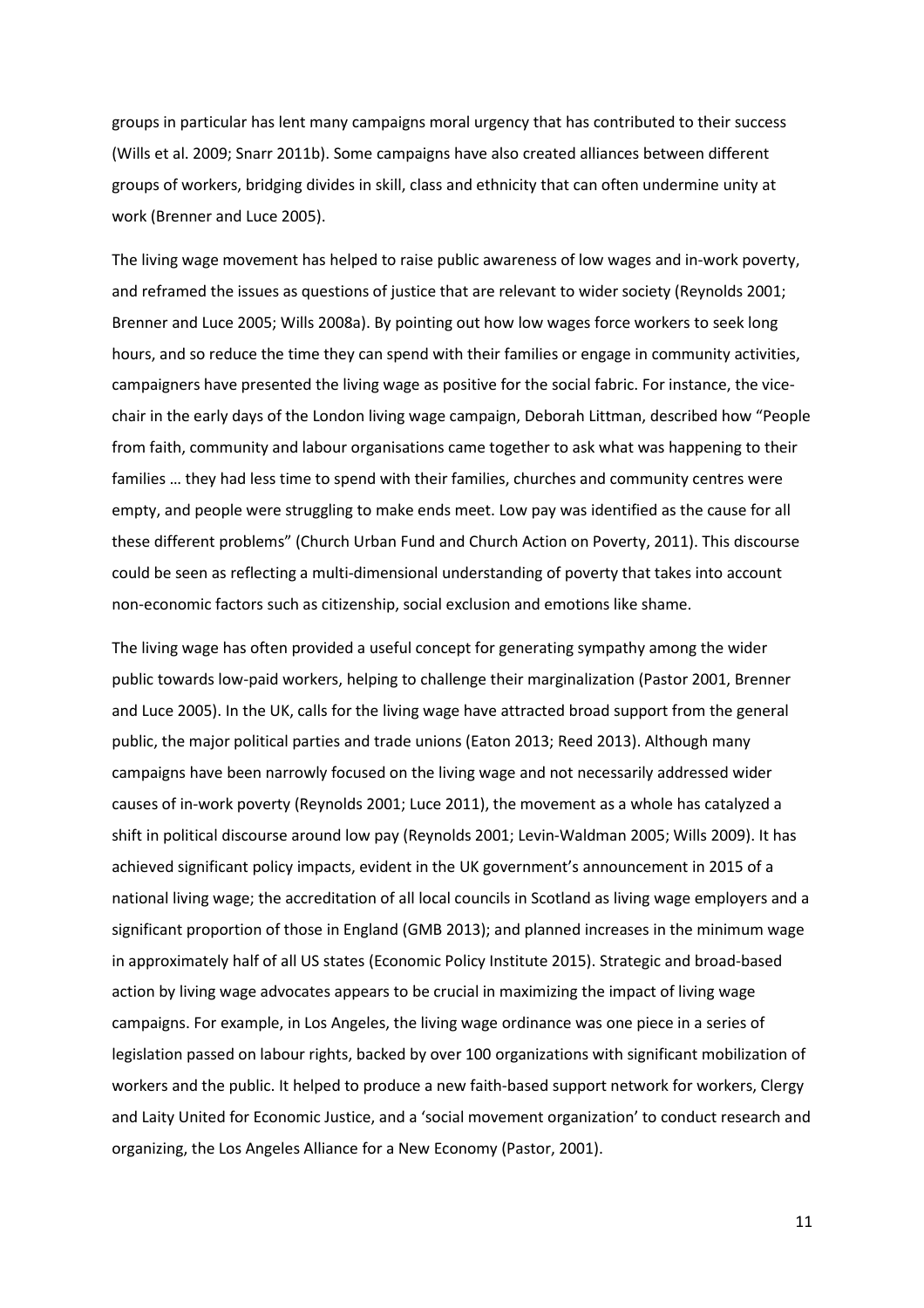groups in particular has lent many campaigns moral urgency that has contributed to their success (Wills et al. 2009; Snarr 2011b). Some campaigns have also created alliances between different groups of workers, bridging divides in skill, class and ethnicity that can often undermine unity at work (Brenner and Luce 2005).

The living wage movement has helped to raise public awareness of low wages and in-work poverty, and reframed the issues as questions of justice that are relevant to wider society (Reynolds 2001; Brenner and Luce 2005; Wills 2008a). By pointing out how low wages force workers to seek long hours, and so reduce the time they can spend with their families or engage in community activities, campaigners have presented the living wage as positive for the social fabric. For instance, the vice-chair in the early days of the London living wage campaign, Deborah Littman, described how "People from faith, community and labour organisations came together to ask what was happening to their families … they had less time to spend with their families, churches and community centres were empty, and people were struggling to make ends meet. Low pay was identified as the cause for all these different problems" (Church Urban Fund and Church Action on Poverty, 2011). This discourse could be seen as reflecting a multi-dimensional understanding of poverty that takes into account non-economic factors such as citizenship, social exclusion and emotions like shame.

The living wage has often provided a useful concept for generating sympathy among the wider public towards low-paid workers, helping to challenge their marginalization (Pastor 2001, Brenner and Luce 2005). In the UK, calls for the living wage have attracted broad support from the general public, the major political parties and trade unions (Eaton 2013; Reed 2013). Although many campaigns have been narrowly focused on the living wage and not necessarily addressed wider causes of in-work poverty (Reynolds 2001; Luce 2011), the movement as a whole has catalyzed a shift in political discourse around low pay (Reynolds 2001; Levin-Waldman 2005; Wills 2009). It has achieved significant policy impacts, evident in the UK government's announcement in 2015 of a national living wage; the accreditation of all local councils in Scotland as living wage employers and a significant proportion of those in England (GMB 2013); and planned increases in the minimum wage in approximately half of all US states (Economic Policy Institute 2015). Strategic and broad-based action by living wage advocates appears to be crucial in maximizing the impact of living wage campaigns. For example, in Los Angeles, the living wage ordinance was one piece in a series of legislation passed on labour rights, backed by over 100 organizations with significant mobilization of workers and the public. It helped to produce a new faith-based support network for workers, Clergy and Laity United for Economic Justice, and a 'social movement organization' to conduct research and organizing, the Los Angeles Alliance for a New Economy (Pastor, 2001).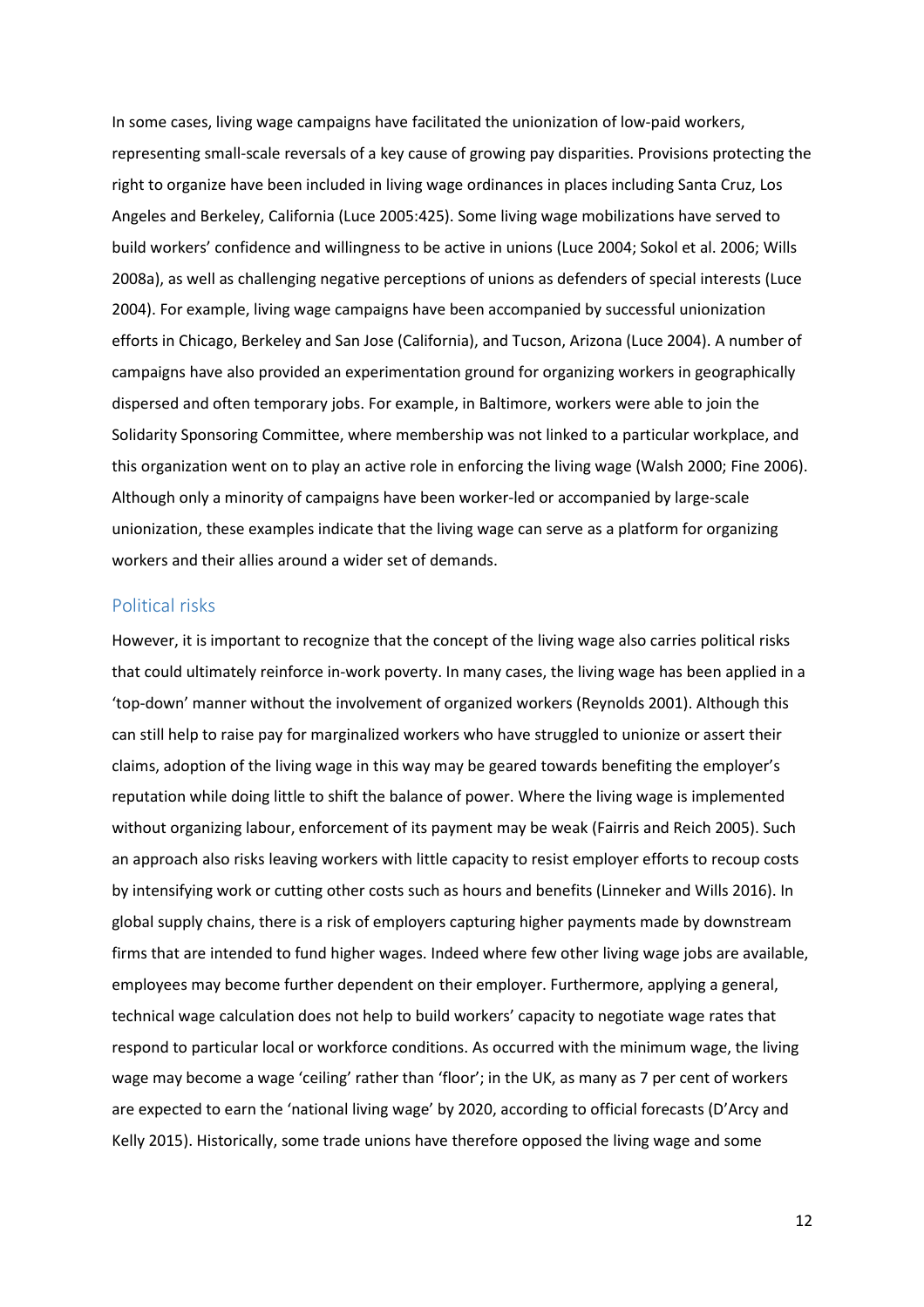In some cases, living wage campaigns have facilitated the unionization of low-paid workers, representing small-scale reversals of a key cause of growing pay disparities. Provisions protecting the right to organize have been included in living wage ordinances in places including Santa Cruz, Los Angeles and Berkeley, California (Luce 2005:425). Some living wage mobilizations have served to build workers' confidence and willingness to be active in unions (Luce 2004; Sokol et al. 2006; Wills 2008a), as well as challenging negative perceptions of unions as defenders of special interests (Luce 2004). For example, living wage campaigns have been accompanied by successful unionization efforts in Chicago, Berkeley and San Jose (California), and Tucson, Arizona (Luce 2004). A number of campaigns have also provided an experimentation ground for organizing workers in geographically dispersed and often temporary jobs. For example, in Baltimore, workers were able to join the Solidarity Sponsoring Committee, where membership was not linked to a particular workplace, and this organization went on to play an active role in enforcing the living wage (Walsh 2000; Fine 2006). Although only a minority of campaigns have been worker-led or accompanied by large-scale unionization, these examples indicate that the living wage can serve as a platform for organizing workers and their allies around a wider set of demands.

## Political risks

However, it is important to recognize that the concept of the living wage also carries political risks that could ultimately reinforce in-work poverty. In many cases, the living wage has been applied in a 'top-down' manner without the involvement of organized workers (Reynolds 2001). Although this can still help to raise pay for marginalized workers who have struggled to unionize or assert their claims, adoption of the living wage in this way may be geared towards benefiting the employer's reputation while doing little to shift the balance of power. Where the living wage is implemented without organizing labour, enforcement of its payment may be weak (Fairris and Reich 2005). Such an approach also risks leaving workers with little capacity to resist employer efforts to recoup costs by intensifying work or cutting other costs such as hours and benefits (Linneker and Wills 2016). In global supply chains, there is a risk of employers capturing higher payments made by downstream firms that are intended to fund higher wages. Indeed where few other living wage jobs are available, employees may become further dependent on their employer. Furthermore, applying a general, technical wage calculation does not help to build workers' capacity to negotiate wage rates that respond to particular local or workforce conditions. As occurred with the minimum wage, the living wage may become a wage 'ceiling' rather than 'floor'; in the UK, as many as 7 per cent of workers are expected to earn the 'national living wage' by 2020, according to official forecasts (D'Arcy and Kelly 2015). Historically, some trade unions have therefore opposed the living wage and some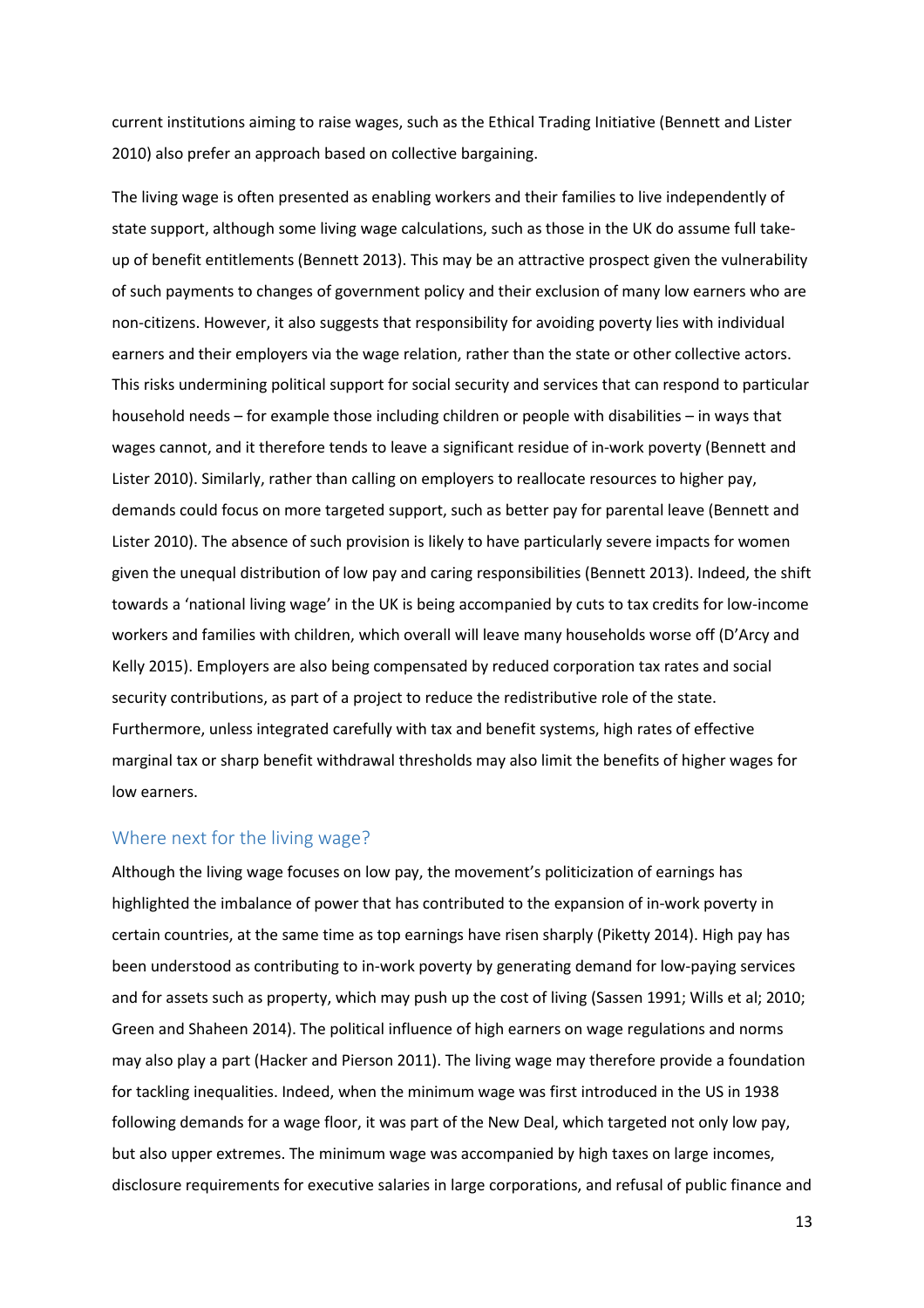current institutions aiming to raise wages, such as the Ethical Trading Initiative (Bennett and Lister 2010) also prefer an approach based on collective bargaining.

The living wage is often presented as enabling workers and their families to live independently of state support, although some living wage calculations, such as those in the UK do assume full take-up of benefit entitlements (Bennett 2013). This may be an attractive prospect given the vulnerability of such payments to changes of government policy and their exclusion of many low earners who are non-citizens. However, it also suggests that responsibility for avoiding poverty lies with individual earners and their employers via the wage relation, rather than the state or other collective actors. This risks undermining political support for social security and services that can respond to particular household needs – for example those including children or people with disabilities – in ways that wages cannot, and it therefore tends to leave a significant residue of in-work poverty (Bennett and Lister 2010). Similarly, rather than calling on employers to reallocate resources to higher pay, demands could focus on more targeted support, such as better pay for parental leave (Bennett and Lister 2010). The absence of such provision is likely to have particularly severe impacts for women given the unequal distribution of low pay and caring responsibilities (Bennett 2013). Indeed, the shift towards a 'national living wage' in the UK is being accompanied by cuts to tax credits for low-income workers and families with children, which overall will leave many households worse off (D'Arcy and Kelly 2015). Employers are also being compensated by reduced corporation tax rates and social security contributions, as part of a project to reduce the redistributive role of the state. Furthermore, unless integrated carefully with tax and benefit systems, high rates of effective marginal tax or sharp benefit withdrawal thresholds may also limit the benefits of higher wages for low earners.

## Where next for the living wage?

Although the living wage focuses on low pay, the movement's politicization of earnings has highlighted the imbalance of power that has contributed to the expansion of in-work poverty in certain countries, at the same time as top earnings have risen sharply (Piketty 2014). High pay has been understood as contributing to in-work poverty by generating demand for low-paying services and for assets such as property, which may push up the cost of living (Sassen 1991; Wills et al; 2010; Green and Shaheen 2014). The political influence of high earners on wage regulations and norms may also play a part (Hacker and Pierson 2011). The living wage may therefore provide a foundation for tackling inequalities. Indeed, when the minimum wage was first introduced in the US in 1938 following demands for a wage floor, it was part of the New Deal, which targeted not only low pay, but also upper extremes. The minimum wage was accompanied by high taxes on large incomes, disclosure requirements for executive salaries in large corporations, and refusal of public finance and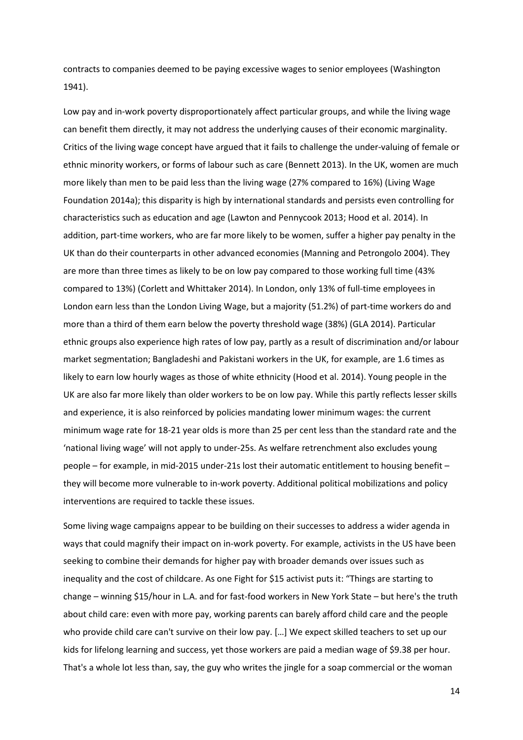contracts to companies deemed to be paying excessive wages to senior employees (Washington 1941).

Low pay and in-work poverty disproportionately affect particular groups, and while the living wage can benefit them directly, it may not address the underlying causes of their economic marginality. Critics of the living wage concept have argued that it fails to challenge the under-valuing of female or ethnic minority workers, or forms of labour such as care (Bennett 2013). In the UK, women are much more likely than men to be paid less than the living wage (27% compared to 16%) (Living Wage Foundation 2014a); this disparity is high by international standards and persists even controlling for characteristics such as education and age (Lawton and Pennycook 2013; Hood et al. 2014). In addition, part-time workers, who are far more likely to be women, suffer a higher pay penalty in the UK than do their counterparts in other advanced economies (Manning and Petrongolo 2004). They are more than three times as likely to be on low pay compared to those working full time (43% compared to 13%) (Corlett and Whittaker 2014). In London, only 13% of full-time employees in London earn less than the London Living Wage, but a majority (51.2%) of part-time workers do and more than a third of them earn below the poverty threshold wage (38%) (GLA 2014). Particular ethnic groups also experience high rates of low pay, partly as a result of discrimination and/or labour market segmentation; Bangladeshi and Pakistani workers in the UK, for example, are 1.6 times as likely to earn low hourly wages as those of white ethnicity (Hood et al. 2014). Young people in the UK are also far more likely than older workers to be on low pay. While this partly reflects lesser skills and experience, it is also reinforced by policies mandating lower minimum wages: the current minimum wage rate for 18-21 year olds is more than 25 per cent less than the standard rate and the 'national living wage' will not apply to under-25s. As welfare retrenchment also excludes young people – for example, in mid-2015 under-21s lost their automatic entitlement to housing benefit – they will become more vulnerable to in-work poverty. Additional political mobilizations and policy interventions are required to tackle these issues.

Some living wage campaigns appear to be building on their successes to address a wider agenda in ways that could magnify their impact on in-work poverty. For example, activists in the US have been seeking to combine their demands for higher pay with broader demands over issues such as inequality and the cost of childcare. As one Fight for $15 activist puts it: "Things are starting to change – winning $15/hour in L.A. and for fast-food workers in New York State – but here's the truth about child care: even with more pay, working parents can barely afford child care and the people who provide child care can't survive on their low pay. […] We expect skilled teachers to set up our kids for lifelong learning and success, yet those workers are paid a median wage of $9.38 per hour. That's a whole lot less than, say, the guy who writes the jingle for a soap commercial or the woman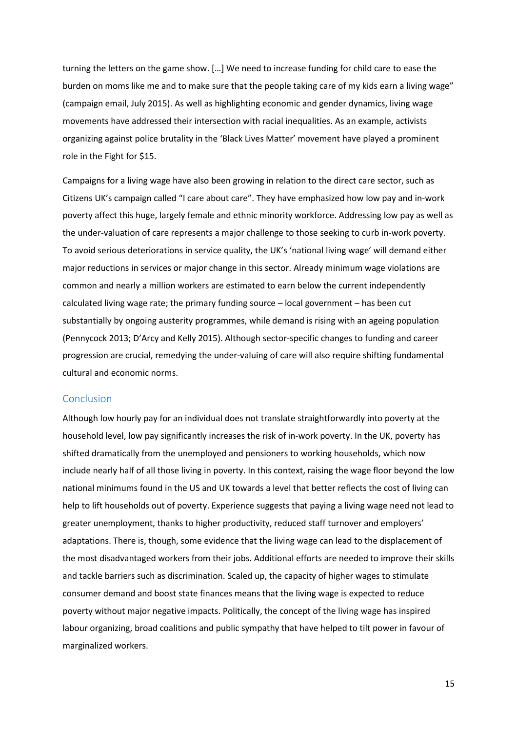turning the letters on the game show. […] We need to increase funding for child care to ease the burden on moms like me and to make sure that the people taking care of my kids earn a living wage" (campaign email, July 2015). As well as highlighting economic and gender dynamics, living wage movements have addressed their intersection with racial inequalities. As an example, activists organizing against police brutality in the 'Black Lives Matter' movement have played a prominent role in the Fight for $15.

Campaigns for a living wage have also been growing in relation to the direct care sector, such as Citizens UK's campaign called "I care about care". They have emphasized how low pay and in-work poverty affect this huge, largely female and ethnic minority workforce. Addressing low pay as well as the under-valuation of care represents a major challenge to those seeking to curb in-work poverty. To avoid serious deteriorations in service quality, the UK's 'national living wage' will demand either major reductions in services or major change in this sector. Already minimum wage violations are common and nearly a million workers are estimated to earn below the current independently calculated living wage rate; the primary funding source – local government – has been cut substantially by ongoing austerity programmes, while demand is rising with an ageing population (Pennycock 2013; D'Arcy and Kelly 2015). Although sector-specific changes to funding and career progression are crucial, remedying the under-valuing of care will also require shifting fundamental cultural and economic norms.

## Conclusion

Although low hourly pay for an individual does not translate straightforwardly into poverty at the household level, low pay significantly increases the risk of in-work poverty. In the UK, poverty has shifted dramatically from the unemployed and pensioners to working households, which now include nearly half of all those living in poverty. In this context, raising the wage floor beyond the low national minimums found in the US and UK towards a level that better reflects the cost of living can help to lift households out of poverty. Experience suggests that paying a living wage need not lead to greater unemployment, thanks to higher productivity, reduced staff turnover and employers' adaptations. There is, though, some evidence that the living wage can lead to the displacement of the most disadvantaged workers from their jobs. Additional efforts are needed to improve their skills and tackle barriers such as discrimination. Scaled up, the capacity of higher wages to stimulate consumer demand and boost state finances means that the living wage is expected to reduce poverty without major negative impacts. Politically, the concept of the living wage has inspired labour organizing, broad coalitions and public sympathy that have helped to tilt power in favour of marginalized workers.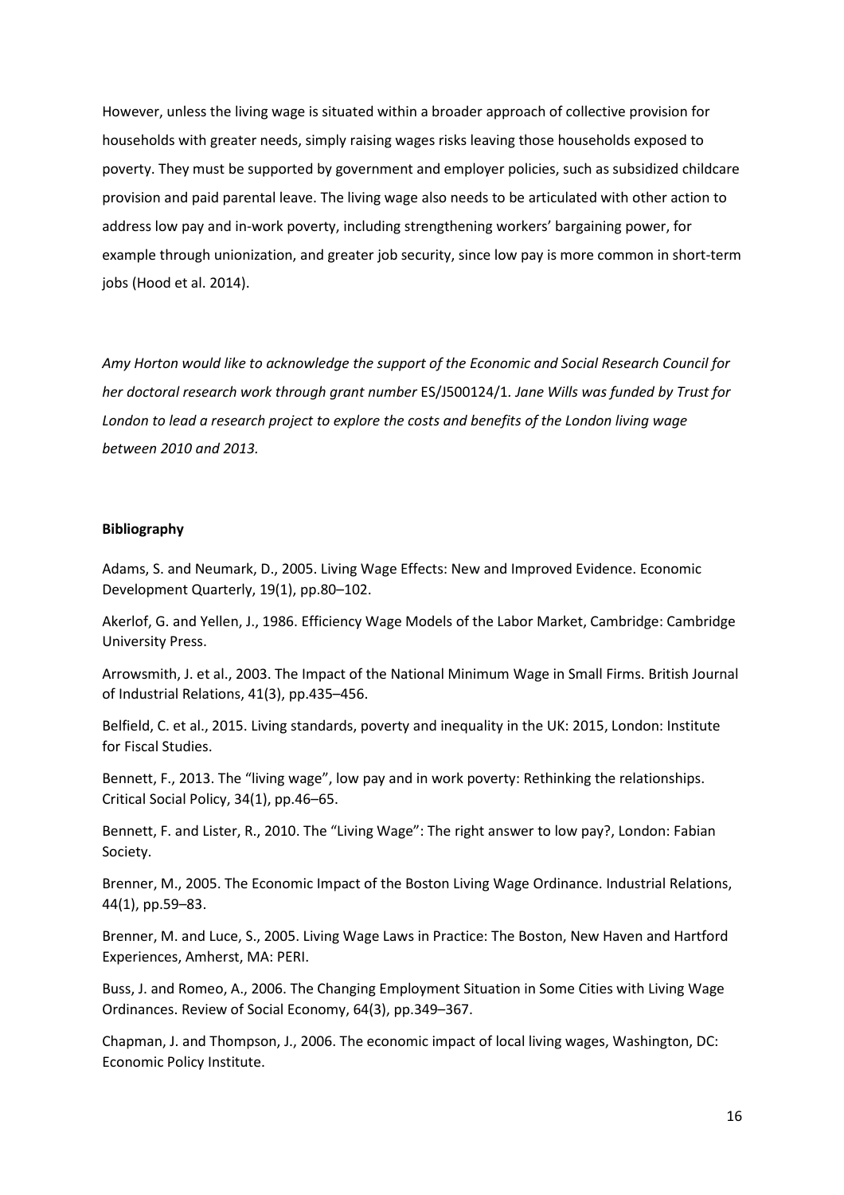However, unless the living wage is situated within a broader approach of collective provision for households with greater needs, simply raising wages risks leaving those households exposed to poverty. They must be supported by government and employer policies, such as subsidized childcare provision and paid parental leave. The living wage also needs to be articulated with other action to address low pay and in-work poverty, including strengthening workers' bargaining power, for example through unionization, and greater job security, since low pay is more common in short-term jobs (Hood et al. 2014).

*Amy Horton would like to acknowledge the support of the Economic and Social Research Council for her doctoral research work through grant number* ES/J500124/1*. Jane Wills was funded by Trust for London to lead a research project to explore the costs and benefits of the London living wage between 2010 and 2013.*

**Bibliography**

Adams, S. and Neumark, D., 2005. Living Wage Effects: New and Improved Evidence. Economic Development Quarterly, 19(1), pp.80–102.

Akerlof, G. and Yellen, J., 1986. Efficiency Wage Models of the Labor Market, Cambridge: Cambridge University Press.

Arrowsmith, J. et al., 2003. The Impact of the National Minimum Wage in Small Firms. British Journal of Industrial Relations, 41(3), pp.435–456.

Belfield, C. et al., 2015. Living standards, poverty and inequality in the UK: 2015, London: Institute for Fiscal Studies.

Bennett, F., 2013. The "living wage", low pay and in work poverty: Rethinking the relationships. Critical Social Policy, 34(1), pp.46–65.

Bennett, F. and Lister, R., 2010. The "Living Wage": The right answer to low pay?, London: Fabian Society.

Brenner, M., 2005. The Economic Impact of the Boston Living Wage Ordinance. Industrial Relations, 44(1), pp.59–83.

Brenner, M. and Luce, S., 2005. Living Wage Laws in Practice: The Boston, New Haven and Hartford Experiences, Amherst, MA: PERI.

Buss, J. and Romeo, A., 2006. The Changing Employment Situation in Some Cities with Living Wage Ordinances. Review of Social Economy, 64(3), pp.349–367.

Chapman, J. and Thompson, J., 2006. The economic impact of local living wages, Washington, DC: Economic Policy Institute.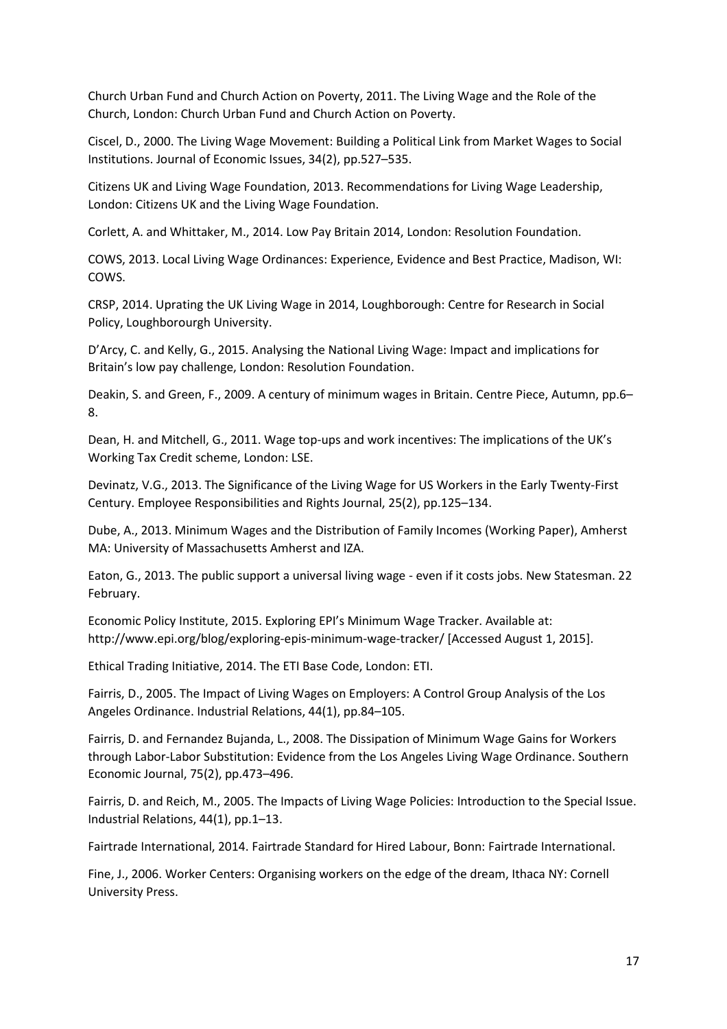Church Urban Fund and Church Action on Poverty, 2011. The Living Wage and the Role of the Church, London: Church Urban Fund and Church Action on Poverty.

Ciscel, D., 2000. The Living Wage Movement: Building a Political Link from Market Wages to Social Institutions. Journal of Economic Issues, 34(2), pp.527–535.

Citizens UK and Living Wage Foundation, 2013. Recommendations for Living Wage Leadership, London: Citizens UK and the Living Wage Foundation.

Corlett, A. and Whittaker, M., 2014. Low Pay Britain 2014, London: Resolution Foundation.

COWS, 2013. Local Living Wage Ordinances: Experience, Evidence and Best Practice, Madison, WI: COWS.

CRSP, 2014. Uprating the UK Living Wage in 2014, Loughborough: Centre for Research in Social Policy, Loughborourgh University.

D'Arcy, C. and Kelly, G., 2015. Analysing the National Living Wage: Impact and implications for Britain's low pay challenge, London: Resolution Foundation.

Deakin, S. and Green, F., 2009. A century of minimum wages in Britain. Centre Piece, Autumn, pp.6–8.

Dean, H. and Mitchell, G., 2011. Wage top-ups and work incentives: The implications of the UK's Working Tax Credit scheme, London: LSE.

Devinatz, V.G., 2013. The Significance of the Living Wage for US Workers in the Early Twenty-First Century. Employee Responsibilities and Rights Journal, 25(2), pp.125–134.

Dube, A., 2013. Minimum Wages and the Distribution of Family Incomes (Working Paper), Amherst MA: University of Massachusetts Amherst and IZA.

Eaton, G., 2013. The public support a universal living wage - even if it costs jobs. New Statesman. 22 February.

Economic Policy Institute, 2015. Exploring EPI's Minimum Wage Tracker. Available at: http://www.epi.org/blog/exploring-epis-minimum-wage-tracker/ [Accessed August 1, 2015].

Ethical Trading Initiative, 2014. The ETI Base Code, London: ETI.

Fairris, D., 2005. The Impact of Living Wages on Employers: A Control Group Analysis of the Los Angeles Ordinance. Industrial Relations, 44(1), pp.84–105.

Fairris, D. and Fernandez Bujanda, L., 2008. The Dissipation of Minimum Wage Gains for Workers through Labor-Labor Substitution: Evidence from the Los Angeles Living Wage Ordinance. Southern Economic Journal, 75(2), pp.473–496.

Fairris, D. and Reich, M., 2005. The Impacts of Living Wage Policies: Introduction to the Special Issue. Industrial Relations, 44(1), pp.1–13.

Fairtrade International, 2014. Fairtrade Standard for Hired Labour, Bonn: Fairtrade International.

Fine, J., 2006. Worker Centers: Organising workers on the edge of the dream, Ithaca NY: Cornell University Press.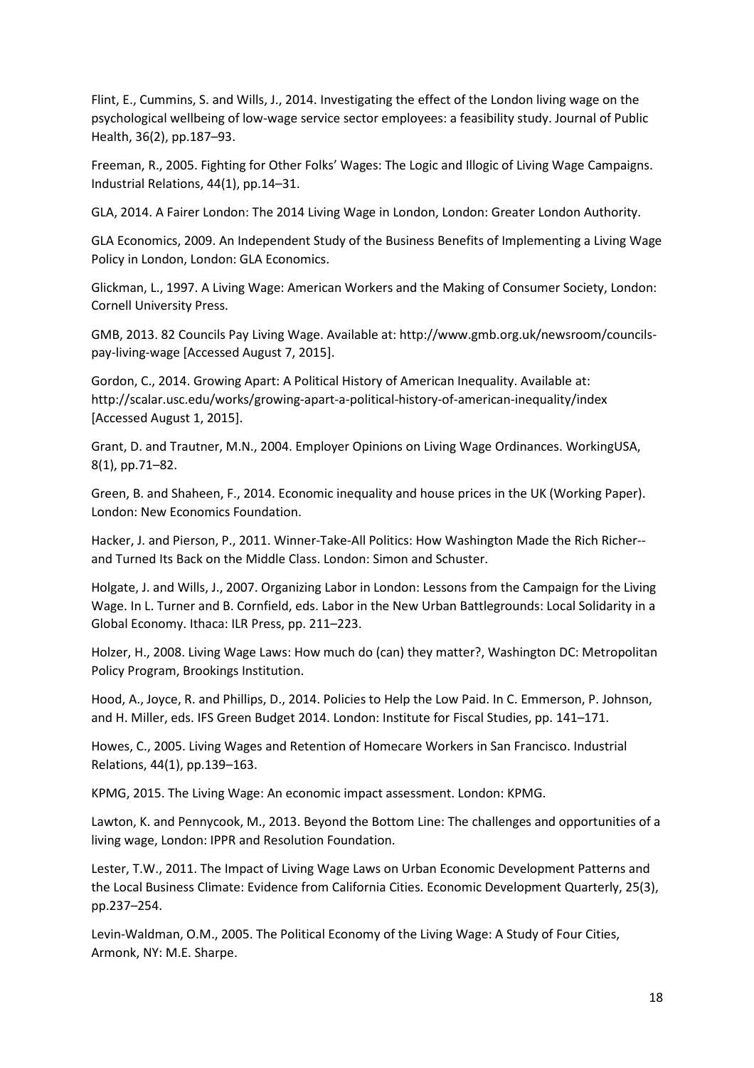Flint, E., Cummins, S. and Wills, J., 2014. Investigating the effect of the London living wage on the psychological wellbeing of low-wage service sector employees: a feasibility study. Journal of Public Health, 36(2), pp.187–93.

Freeman, R., 2005. Fighting for Other Folks' Wages: The Logic and Illogic of Living Wage Campaigns. Industrial Relations, 44(1), pp.14–31.

GLA, 2014. A Fairer London: The 2014 Living Wage in London, London: Greater London Authority.

GLA Economics, 2009. An Independent Study of the Business Benefits of Implementing a Living Wage Policy in London, London: GLA Economics.

Glickman, L., 1997. A Living Wage: American Workers and the Making of Consumer Society, London: Cornell University Press.

GMB, 2013. 82 Councils Pay Living Wage. Available at: http://www.gmb.org.uk/newsroom/councils-pay-living-wage [Accessed August 7, 2015].

Gordon, C., 2014. Growing Apart: A Political History of American Inequality. Available at: http://scalar.usc.edu/works/growing-apart-a-political-history-of-american-inequality/index [Accessed August 1, 2015].

Grant, D. and Trautner, M.N., 2004. Employer Opinions on Living Wage Ordinances. WorkingUSA, 8(1), pp.71–82.

Green, B. and Shaheen, F., 2014. Economic inequality and house prices in the UK (Working Paper). London: New Economics Foundation.

Hacker, J. and Pierson, P., 2011. Winner-Take-All Politics: How Washington Made the Rich Richer--and Turned Its Back on the Middle Class. London: Simon and Schuster.

Holgate, J. and Wills, J., 2007. Organizing Labor in London: Lessons from the Campaign for the Living Wage. In L. Turner and B. Cornfield, eds. Labor in the New Urban Battlegrounds: Local Solidarity in a Global Economy. Ithaca: ILR Press, pp. 211–223.

Holzer, H., 2008. Living Wage Laws: How much do (can) they matter?, Washington DC: Metropolitan Policy Program, Brookings Institution.

Hood, A., Joyce, R. and Phillips, D., 2014. Policies to Help the Low Paid. In C. Emmerson, P. Johnson, and H. Miller, eds. IFS Green Budget 2014. London: Institute for Fiscal Studies, pp. 141–171.

Howes, C., 2005. Living Wages and Retention of Homecare Workers in San Francisco. Industrial Relations, 44(1), pp.139–163.

KPMG, 2015. The Living Wage: An economic impact assessment. London: KPMG.

Lawton, K. and Pennycook, M., 2013. Beyond the Bottom Line: The challenges and opportunities of a living wage, London: IPPR and Resolution Foundation.

Lester, T.W., 2011. The Impact of Living Wage Laws on Urban Economic Development Patterns and the Local Business Climate: Evidence from California Cities. Economic Development Quarterly, 25(3), pp.237–254.

Levin-Waldman, O.M., 2005. The Political Economy of the Living Wage: A Study of Four Cities, Armonk, NY: M.E. Sharpe.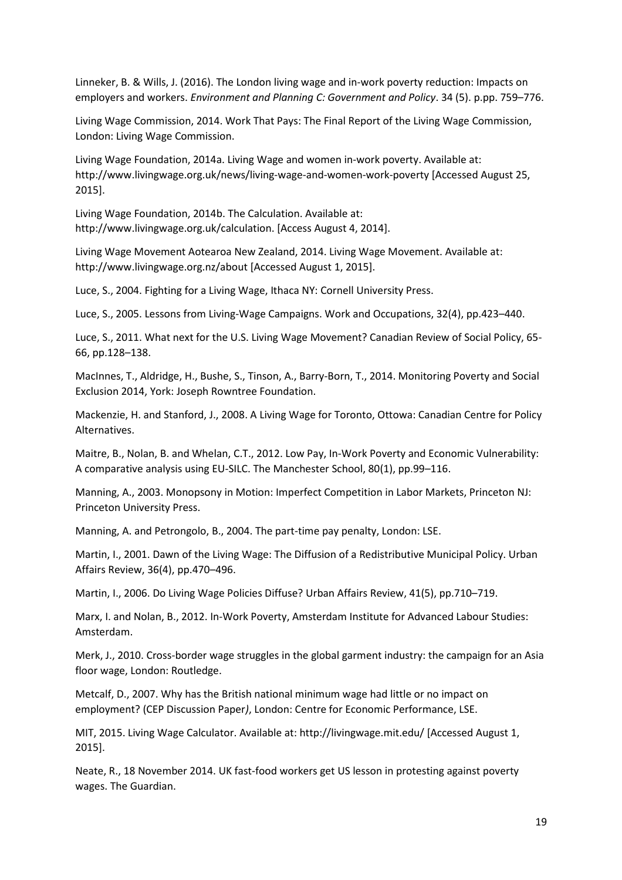Linneker, B. & Wills, J. (2016). The London living wage and in-work poverty reduction: Impacts on employers and workers. *Environment and Planning C: Government and Policy*. 34 (5). p.pp. 759–776.

Living Wage Commission, 2014. Work That Pays: The Final Report of the Living Wage Commission, London: Living Wage Commission.

Living Wage Foundation, 2014a. Living Wage and women in-work poverty. Available at: http://www.livingwage.org.uk/news/living-wage-and-women-work-poverty [Accessed August 25, 2015].

Living Wage Foundation, 2014b. The Calculation. Available at: http://www.livingwage.org.uk/calculation. [Access August 4, 2014].

Living Wage Movement Aotearoa New Zealand, 2014. Living Wage Movement. Available at: http://www.livingwage.org.nz/about [Accessed August 1, 2015].

Luce, S., 2004. Fighting for a Living Wage, Ithaca NY: Cornell University Press.

Luce, S., 2005. Lessons from Living-Wage Campaigns. Work and Occupations, 32(4), pp.423–440.

Luce, S., 2011. What next for the U.S. Living Wage Movement? Canadian Review of Social Policy, 65-66, pp.128–138.

MacInnes, T., Aldridge, H., Bushe, S., Tinson, A., Barry-Born, T., 2014. Monitoring Poverty and Social Exclusion 2014, York: Joseph Rowntree Foundation.

Mackenzie, H. and Stanford, J., 2008. A Living Wage for Toronto, Ottowa: Canadian Centre for Policy Alternatives.

Maitre, B., Nolan, B. and Whelan, C.T., 2012. Low Pay, In-Work Poverty and Economic Vulnerability: A comparative analysis using EU-SILC. The Manchester School, 80(1), pp.99–116.

Manning, A., 2003. Monopsony in Motion: Imperfect Competition in Labor Markets, Princeton NJ: Princeton University Press.

Manning, A. and Petrongolo, B., 2004. The part-time pay penalty, London: LSE.

Martin, I., 2001. Dawn of the Living Wage: The Diffusion of a Redistributive Municipal Policy. Urban Affairs Review, 36(4), pp.470–496.

Martin, I., 2006. Do Living Wage Policies Diffuse? Urban Affairs Review, 41(5), pp.710–719.

Marx, I. and Nolan, B., 2012. In-Work Poverty, Amsterdam Institute for Advanced Labour Studies: Amsterdam.

Merk, J., 2010. Cross-border wage struggles in the global garment industry: the campaign for an Asia floor wage, London: Routledge.

Metcalf, D., 2007. Why has the British national minimum wage had little or no impact on employment? (CEP Discussion Paper*)*, London: Centre for Economic Performance, LSE.

MIT, 2015. Living Wage Calculator. Available at: http://livingwage.mit.edu/ [Accessed August 1, 2015].

Neate, R., 18 November 2014. UK fast-food workers get US lesson in protesting against poverty wages. The Guardian.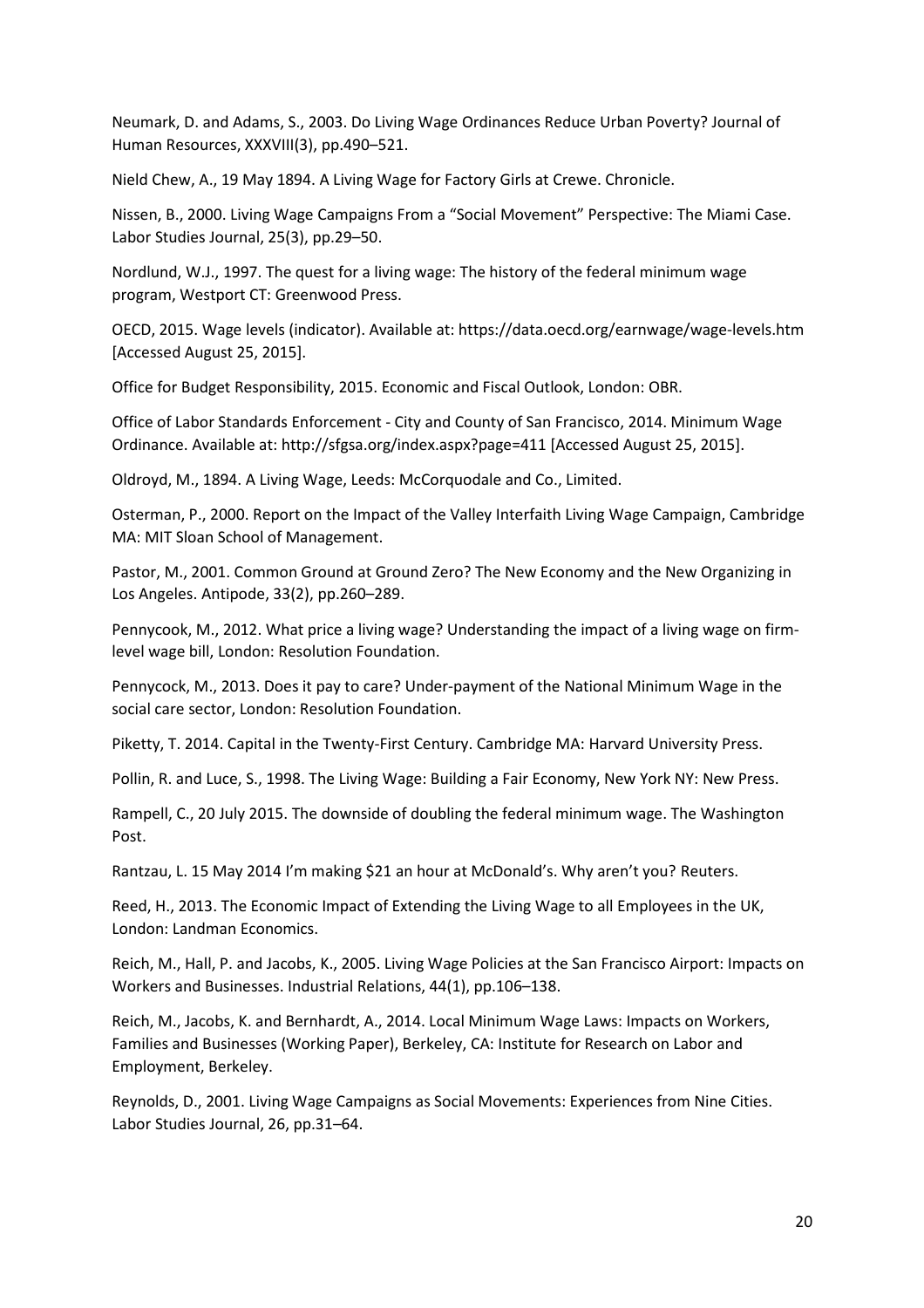Neumark, D. and Adams, S., 2003. Do Living Wage Ordinances Reduce Urban Poverty? Journal of Human Resources, XXXVIII(3), pp.490–521.

Nield Chew, A., 19 May 1894. A Living Wage for Factory Girls at Crewe. Chronicle.

Nissen, B., 2000. Living Wage Campaigns From a "Social Movement" Perspective: The Miami Case. Labor Studies Journal, 25(3), pp.29–50.

Nordlund, W.J., 1997. The quest for a living wage: The history of the federal minimum wage program, Westport CT: Greenwood Press.

OECD, 2015. Wage levels (indicator). Available at: https://data.oecd.org/earnwage/wage-levels.htm [Accessed August 25, 2015].

Office for Budget Responsibility, 2015. Economic and Fiscal Outlook, London: OBR.

Office of Labor Standards Enforcement - City and County of San Francisco, 2014. Minimum Wage Ordinance. Available at: http://sfgsa.org/index.aspx?page=411 [Accessed August 25, 2015].

Oldroyd, M., 1894. A Living Wage, Leeds: McCorquodale and Co., Limited.

Osterman, P., 2000. Report on the Impact of the Valley Interfaith Living Wage Campaign, Cambridge MA: MIT Sloan School of Management.

Pastor, M., 2001. Common Ground at Ground Zero? The New Economy and the New Organizing in Los Angeles. Antipode, 33(2), pp.260–289.

Pennycook, M., 2012. What price a living wage? Understanding the impact of a living wage on firm-level wage bill, London: Resolution Foundation.

Pennycock, M., 2013. Does it pay to care? Under-payment of the National Minimum Wage in the social care sector, London: Resolution Foundation.

Piketty, T. 2014. Capital in the Twenty-First Century. Cambridge MA: Harvard University Press.

Pollin, R. and Luce, S., 1998. The Living Wage: Building a Fair Economy, New York NY: New Press.

Rampell, C., 20 July 2015. The downside of doubling the federal minimum wage. The Washington Post.

Rantzau, L. 15 May 2014 I'm making $21 an hour at McDonald's. Why aren't you? Reuters.

Reed, H., 2013. The Economic Impact of Extending the Living Wage to all Employees in the UK, London: Landman Economics.

Reich, M., Hall, P. and Jacobs, K., 2005. Living Wage Policies at the San Francisco Airport: Impacts on Workers and Businesses. Industrial Relations, 44(1), pp.106–138.

Reich, M., Jacobs, K. and Bernhardt, A., 2014. Local Minimum Wage Laws: Impacts on Workers, Families and Businesses (Working Paper), Berkeley, CA: Institute for Research on Labor and Employment, Berkeley.

Reynolds, D., 2001. Living Wage Campaigns as Social Movements: Experiences from Nine Cities. Labor Studies Journal, 26, pp.31–64.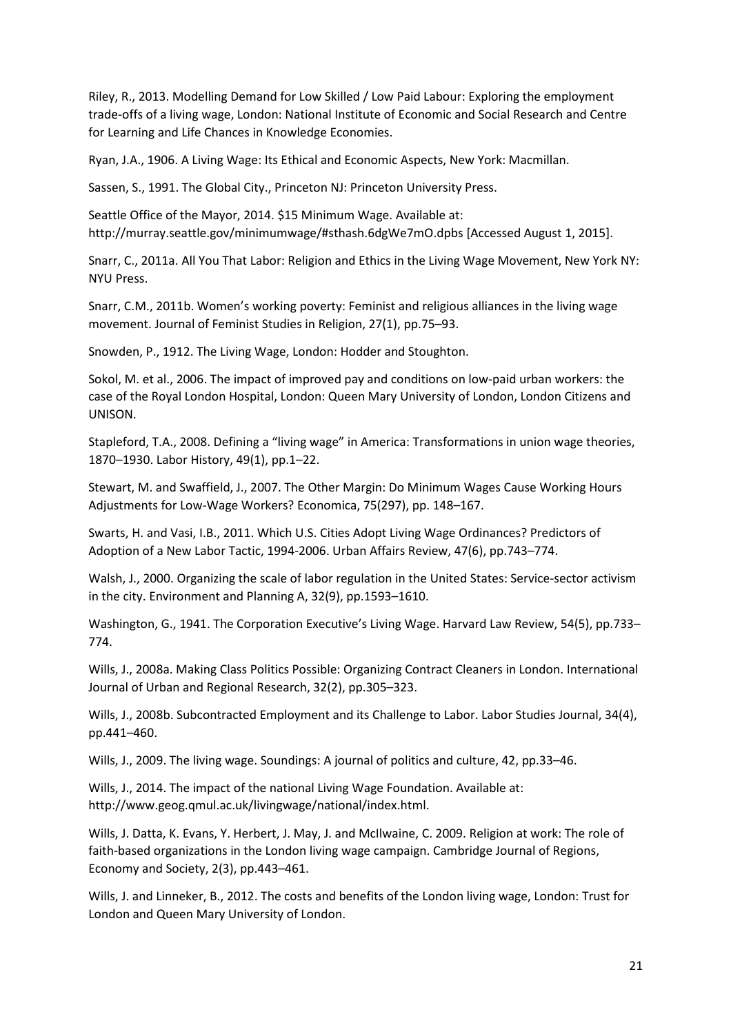Riley, R., 2013. Modelling Demand for Low Skilled / Low Paid Labour: Exploring the employment trade-offs of a living wage, London: National Institute of Economic and Social Research and Centre for Learning and Life Chances in Knowledge Economies.

Ryan, J.A., 1906. A Living Wage: Its Ethical and Economic Aspects, New York: Macmillan.

Sassen, S., 1991. The Global City., Princeton NJ: Princeton University Press.

Seattle Office of the Mayor, 2014. $15 Minimum Wage. Available at: http://murray.seattle.gov/minimumwage/#sthash.6dgWe7mO.dpbs [Accessed August 1, 2015].

Snarr, C., 2011a. All You That Labor: Religion and Ethics in the Living Wage Movement, New York NY: NYU Press.

Snarr, C.M., 2011b. Women's working poverty: Feminist and religious alliances in the living wage movement. Journal of Feminist Studies in Religion, 27(1), pp.75–93.

Snowden, P., 1912. The Living Wage, London: Hodder and Stoughton.

Sokol, M. et al., 2006. The impact of improved pay and conditions on low-paid urban workers: the case of the Royal London Hospital, London: Queen Mary University of London, London Citizens and UNISON.

Stapleford, T.A., 2008. Defining a "living wage" in America: Transformations in union wage theories, 1870–1930. Labor History, 49(1), pp.1–22.

Stewart, M. and Swaffield, J., 2007. The Other Margin: Do Minimum Wages Cause Working Hours Adjustments for Low-Wage Workers? Economica, 75(297), pp. 148–167.

Swarts, H. and Vasi, I.B., 2011. Which U.S. Cities Adopt Living Wage Ordinances? Predictors of Adoption of a New Labor Tactic, 1994-2006. Urban Affairs Review, 47(6), pp.743–774.

Walsh, J., 2000. Organizing the scale of labor regulation in the United States: Service-sector activism in the city. Environment and Planning A, 32(9), pp.1593–1610.

Washington, G., 1941. The Corporation Executive's Living Wage. Harvard Law Review, 54(5), pp.733–774.

Wills, J., 2008a. Making Class Politics Possible: Organizing Contract Cleaners in London. International Journal of Urban and Regional Research, 32(2), pp.305–323.

Wills, J., 2008b. Subcontracted Employment and its Challenge to Labor. Labor Studies Journal, 34(4), pp.441–460.

Wills, J., 2009. The living wage. Soundings: A journal of politics and culture, 42, pp.33–46.

Wills, J., 2014. The impact of the national Living Wage Foundation. Available at: http://www.geog.qmul.ac.uk/livingwage/national/index.html.

Wills, J. Datta, K. Evans, Y. Herbert, J. May, J. and McIlwaine, C. 2009. Religion at work: The role of faith-based organizations in the London living wage campaign. Cambridge Journal of Regions, Economy and Society, 2(3), pp.443–461.

Wills, J. and Linneker, B., 2012. The costs and benefits of the London living wage, London: Trust for London and Queen Mary University of London.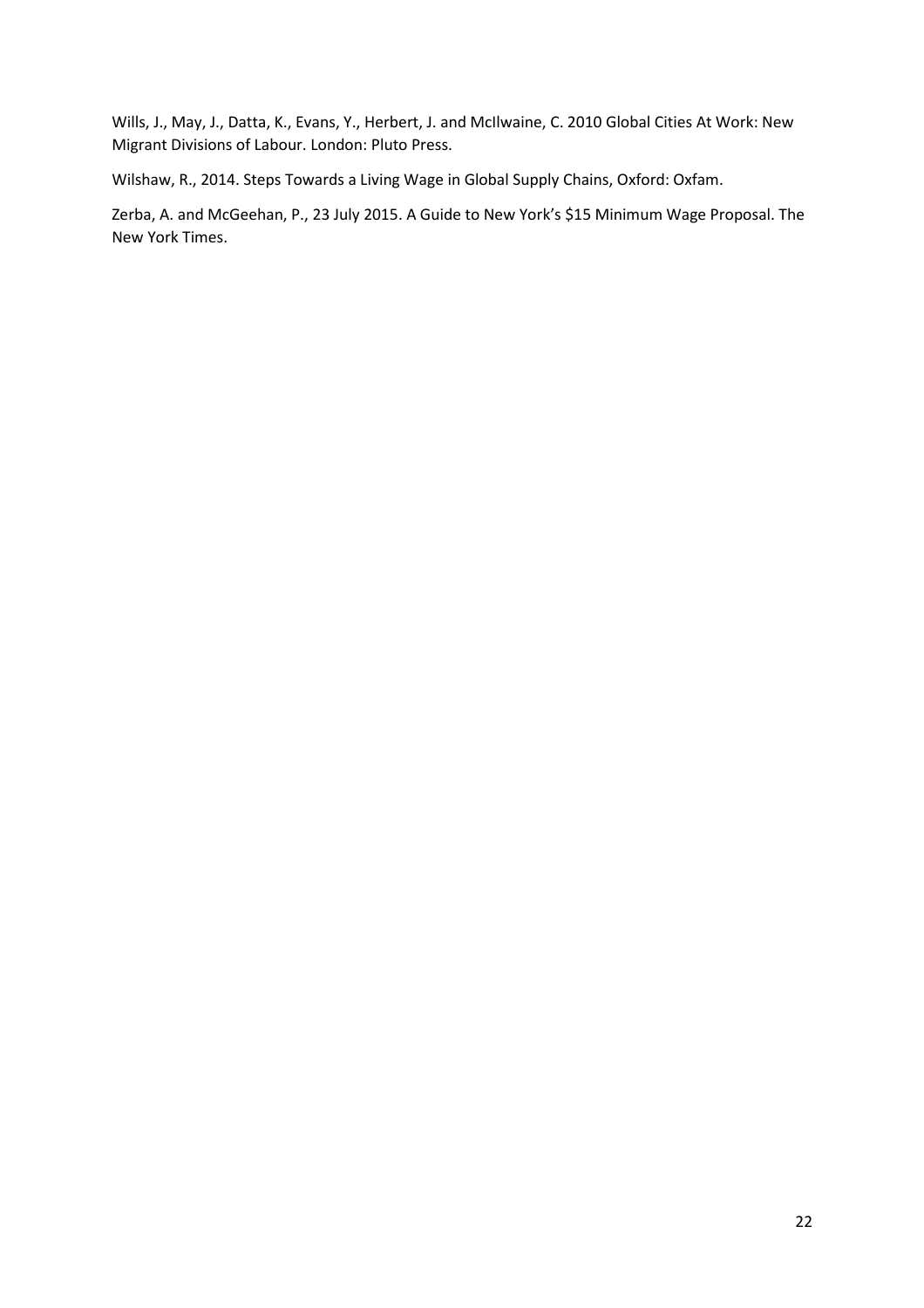Wills, J., May, J., Datta, K., Evans, Y., Herbert, J. and McIlwaine, C. 2010 Global Cities At Work: New Migrant Divisions of Labour. London: Pluto Press.

Wilshaw, R., 2014. Steps Towards a Living Wage in Global Supply Chains, Oxford: Oxfam.

Zerba, A. and McGeehan, P., 23 July 2015. A Guide to New York's $15 Minimum Wage Proposal. The New York Times.